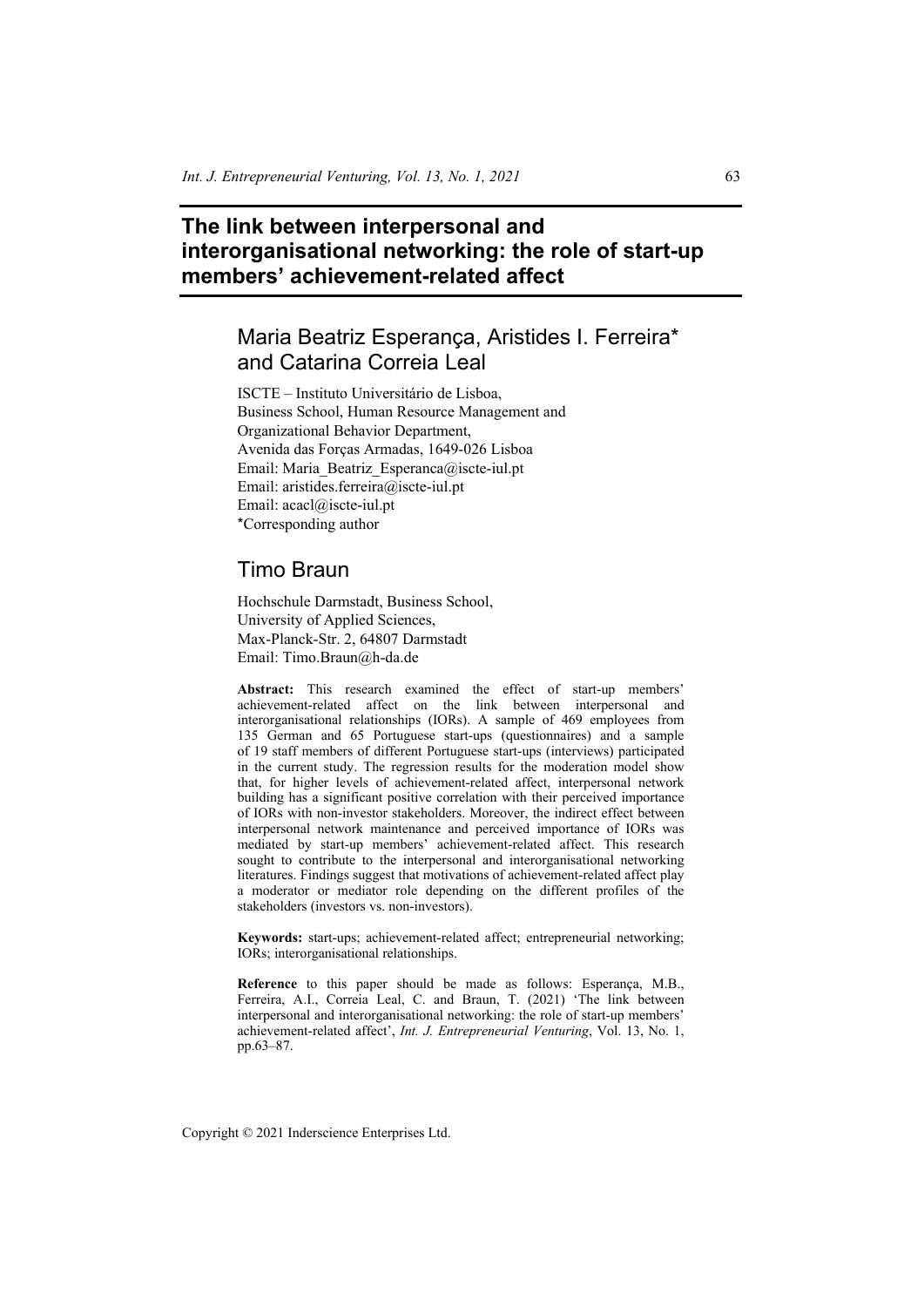# The link between interpersonal and interorganisational networking: the role of start-up members' achievement-related affect

## Maria Beatriz Esperança, Aristides I. Ferreira* and Catarina Correia Leal

ISCTE – Instituto Universitário de Lisboa,
Business School, Human Resource Management and
Organizational Behavior Department,
Avenida das Forças Armadas, 1649-026 Lisboa
Email: Maria_Beatriz_Esperanca@iscte-iul.pt
Email: aristides.ferreira@iscte-iul.pt
Email: acacl@iscte-iul.pt
*Corresponding author

## Timo Braun

Hochschule Darmstadt, Business School,
University of Applied Sciences,
Max-Planck-Str. 2, 64807 Darmstadt
Email: Timo.Braun@h-da.de

**Abstract:** This research examined the effect of start-up members' achievement-related affect on the link between interpersonal and interorganisational relationships (IORs). A sample of 469 employees from 135 German and 65 Portuguese start-ups (questionnaires) and a sample of 19 staff members of different Portuguese start-ups (interviews) participated in the current study. The regression results for the moderation model show that, for higher levels of achievement-related affect, interpersonal network building has a significant positive correlation with their perceived importance of IORs with non-investor stakeholders. Moreover, the indirect effect between interpersonal network maintenance and perceived importance of IORs was mediated by start-up members' achievement-related affect. This research sought to contribute to the interpersonal and interorganisational networking literatures. Findings suggest that motivations of achievement-related affect play a moderator or mediator role depending on the different profiles of the stakeholders (investors vs. non-investors).

**Keywords:** start-ups; achievement-related affect; entrepreneurial networking; IORs; interorganisational relationships.

**Reference** to this paper should be made as follows: Esperança, M.B., Ferreira, A.I., Correia Leal, C. and Braun, T. (2021) 'The link between interpersonal and interorganisational networking: the role of start-up members' achievement-related affect', *Int. J. Entrepreneurial Venturing*, Vol. 13, No. 1, pp.63–87.

Copyright © 2021 Inderscience Enterprises Ltd.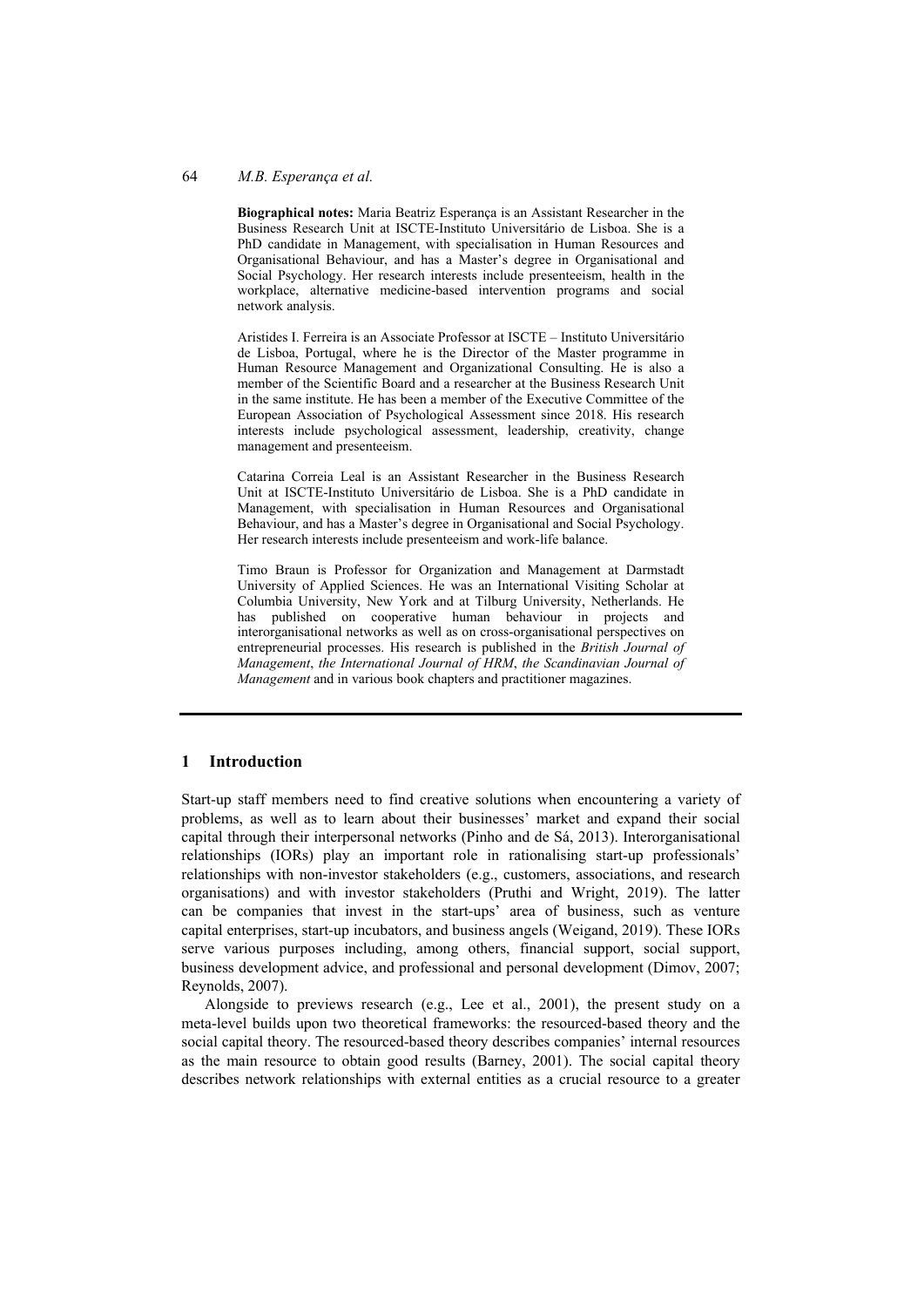**Biographical notes:** Maria Beatriz Esperança is an Assistant Researcher in the Business Research Unit at ISCTE-Instituto Universitário de Lisboa. She is a PhD candidate in Management, with specialisation in Human Resources and Organisational Behaviour, and has a Master's degree in Organisational and Social Psychology. Her research interests include presenteeism, health in the workplace, alternative medicine-based intervention programs and social network analysis.

Aristides I. Ferreira is an Associate Professor at ISCTE – Instituto Universitário de Lisboa, Portugal, where he is the Director of the Master programme in Human Resource Management and Organizational Consulting. He is also a member of the Scientific Board and a researcher at the Business Research Unit in the same institute. He has been a member of the Executive Committee of the European Association of Psychological Assessment since 2018. His research interests include psychological assessment, leadership, creativity, change management and presenteeism.

Catarina Correia Leal is an Assistant Researcher in the Business Research Unit at ISCTE-Instituto Universitário de Lisboa. She is a PhD candidate in Management, with specialisation in Human Resources and Organisational Behaviour, and has a Master's degree in Organisational and Social Psychology. Her research interests include presenteeism and work-life balance.

Timo Braun is Professor for Organization and Management at Darmstadt University of Applied Sciences. He was an International Visiting Scholar at Columbia University, New York and at Tilburg University, Netherlands. He has published on cooperative human behaviour in projects and interorganisational networks as well as on cross-organisational perspectives on entrepreneurial processes. His research is published in the *British Journal of Management*, *the International Journal of HRM*, *the Scandinavian Journal of Management* and in various book chapters and practitioner magazines.

## 1 Introduction

Start-up staff members need to find creative solutions when encountering a variety of problems, as well as to learn about their businesses' market and expand their social capital through their interpersonal networks (Pinho and de Sá, 2013). Interorganisational relationships (IORs) play an important role in rationalising start-up professionals' relationships with non-investor stakeholders (e.g., customers, associations, and research organisations) and with investor stakeholders (Pruthi and Wright, 2019). The latter can be companies that invest in the start-ups' area of business, such as venture capital enterprises, start-up incubators, and business angels (Weigand, 2019). These IORs serve various purposes including, among others, financial support, social support, business development advice, and professional and personal development (Dimov, 2007; Reynolds, 2007).

Alongside to previews research (e.g., Lee et al., 2001), the present study on a meta-level builds upon two theoretical frameworks: the resourced-based theory and the social capital theory. The resourced-based theory describes companies' internal resources as the main resource to obtain good results (Barney, 2001). The social capital theory describes network relationships with external entities as a crucial resource to a greater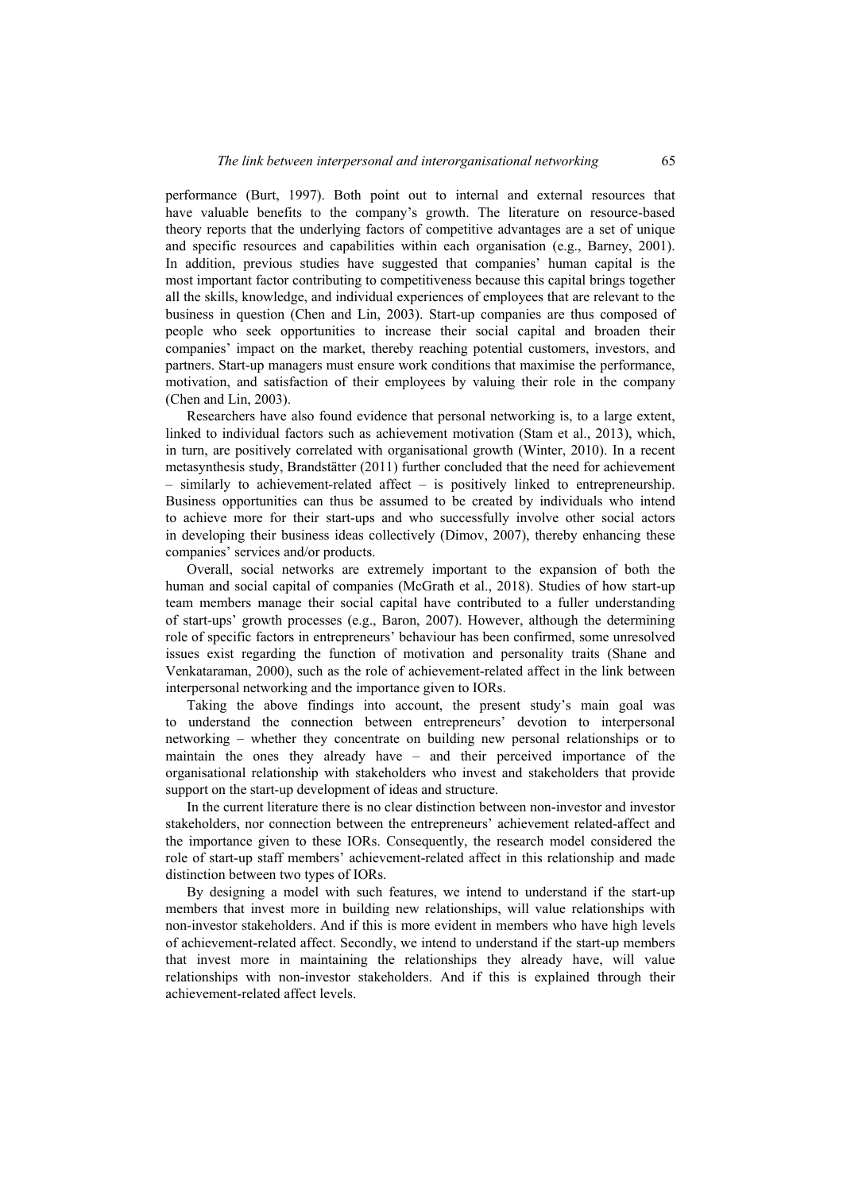performance (Burt, 1997). Both point out to internal and external resources that have valuable benefits to the company's growth. The literature on resource-based theory reports that the underlying factors of competitive advantages are a set of unique and specific resources and capabilities within each organisation (e.g., Barney, 2001). In addition, previous studies have suggested that companies' human capital is the most important factor contributing to competitiveness because this capital brings together all the skills, knowledge, and individual experiences of employees that are relevant to the business in question (Chen and Lin, 2003). Start-up companies are thus composed of people who seek opportunities to increase their social capital and broaden their companies' impact on the market, thereby reaching potential customers, investors, and partners. Start-up managers must ensure work conditions that maximise the performance, motivation, and satisfaction of their employees by valuing their role in the company (Chen and Lin, 2003).

Researchers have also found evidence that personal networking is, to a large extent, linked to individual factors such as achievement motivation (Stam et al., 2013), which, in turn, are positively correlated with organisational growth (Winter, 2010). In a recent metasynthesis study, Brandstätter (2011) further concluded that the need for achievement – similarly to achievement-related affect – is positively linked to entrepreneurship. Business opportunities can thus be assumed to be created by individuals who intend to achieve more for their start-ups and who successfully involve other social actors in developing their business ideas collectively (Dimov, 2007), thereby enhancing these companies' services and/or products.

Overall, social networks are extremely important to the expansion of both the human and social capital of companies (McGrath et al., 2018). Studies of how start-up team members manage their social capital have contributed to a fuller understanding of start-ups' growth processes (e.g., Baron, 2007). However, although the determining role of specific factors in entrepreneurs' behaviour has been confirmed, some unresolved issues exist regarding the function of motivation and personality traits (Shane and Venkataraman, 2000), such as the role of achievement-related affect in the link between interpersonal networking and the importance given to IORs.

Taking the above findings into account, the present study's main goal was to understand the connection between entrepreneurs' devotion to interpersonal networking – whether they concentrate on building new personal relationships or to maintain the ones they already have – and their perceived importance of the organisational relationship with stakeholders who invest and stakeholders that provide support on the start-up development of ideas and structure.

In the current literature there is no clear distinction between non-investor and investor stakeholders, nor connection between the entrepreneurs' achievement related-affect and the importance given to these IORs. Consequently, the research model considered the role of start-up staff members' achievement-related affect in this relationship and made distinction between two types of IORs.

By designing a model with such features, we intend to understand if the start-up members that invest more in building new relationships, will value relationships with non-investor stakeholders. And if this is more evident in members who have high levels of achievement-related affect. Secondly, we intend to understand if the start-up members that invest more in maintaining the relationships they already have, will value relationships with non-investor stakeholders. And if this is explained through their achievement-related affect levels.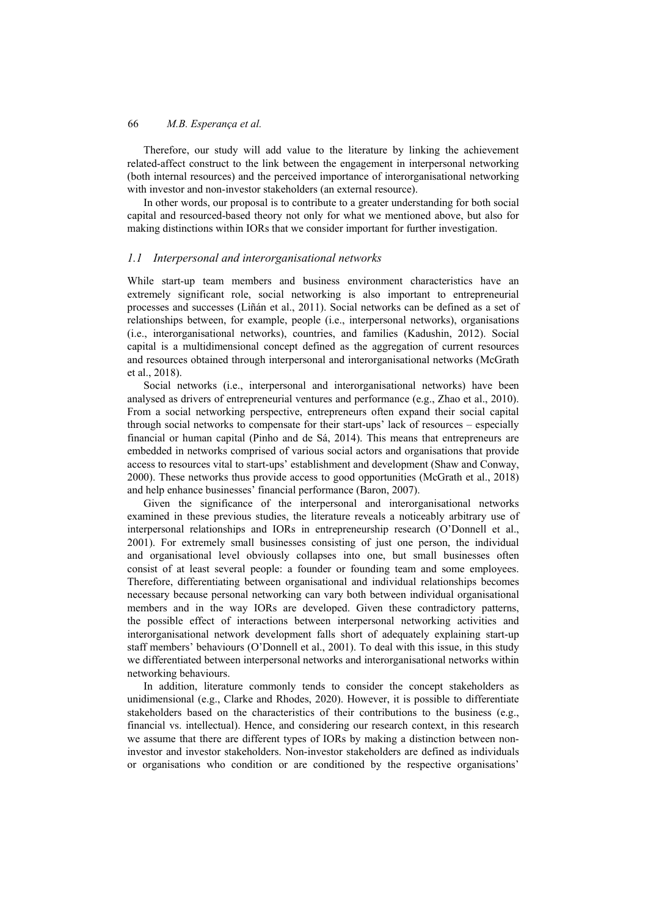Therefore, our study will add value to the literature by linking the achievement related-affect construct to the link between the engagement in interpersonal networking (both internal resources) and the perceived importance of interorganisational networking with investor and non-investor stakeholders (an external resource).

In other words, our proposal is to contribute to a greater understanding for both social capital and resourced-based theory not only for what we mentioned above, but also for making distinctions within IORs that we consider important for further investigation.

### *1.1 Interpersonal and interorganisational networks*

While start-up team members and business environment characteristics have an extremely significant role, social networking is also important to entrepreneurial processes and successes (Liñán et al., 2011). Social networks can be defined as a set of relationships between, for example, people (i.e., interpersonal networks), organisations (i.e., interorganisational networks), countries, and families (Kadushin, 2012). Social capital is a multidimensional concept defined as the aggregation of current resources and resources obtained through interpersonal and interorganisational networks (McGrath et al., 2018).

Social networks (i.e., interpersonal and interorganisational networks) have been analysed as drivers of entrepreneurial ventures and performance (e.g., Zhao et al., 2010). From a social networking perspective, entrepreneurs often expand their social capital through social networks to compensate for their start-ups' lack of resources – especially financial or human capital (Pinho and de Sá, 2014). This means that entrepreneurs are embedded in networks comprised of various social actors and organisations that provide access to resources vital to start-ups' establishment and development (Shaw and Conway, 2000). These networks thus provide access to good opportunities (McGrath et al., 2018) and help enhance businesses' financial performance (Baron, 2007).

Given the significance of the interpersonal and interorganisational networks examined in these previous studies, the literature reveals a noticeably arbitrary use of interpersonal relationships and IORs in entrepreneurship research (O'Donnell et al., 2001). For extremely small businesses consisting of just one person, the individual and organisational level obviously collapses into one, but small businesses often consist of at least several people: a founder or founding team and some employees. Therefore, differentiating between organisational and individual relationships becomes necessary because personal networking can vary both between individual organisational members and in the way IORs are developed. Given these contradictory patterns, the possible effect of interactions between interpersonal networking activities and interorganisational network development falls short of adequately explaining start-up staff members' behaviours (O'Donnell et al., 2001). To deal with this issue, in this study we differentiated between interpersonal networks and interorganisational networks within networking behaviours.

In addition, literature commonly tends to consider the concept stakeholders as unidimensional (e.g., Clarke and Rhodes, 2020). However, it is possible to differentiate stakeholders based on the characteristics of their contributions to the business (e.g., financial vs. intellectual). Hence, and considering our research context, in this research we assume that there are different types of IORs by making a distinction between non-investor and investor stakeholders. Non-investor stakeholders are defined as individuals or organisations who condition or are conditioned by the respective organisations'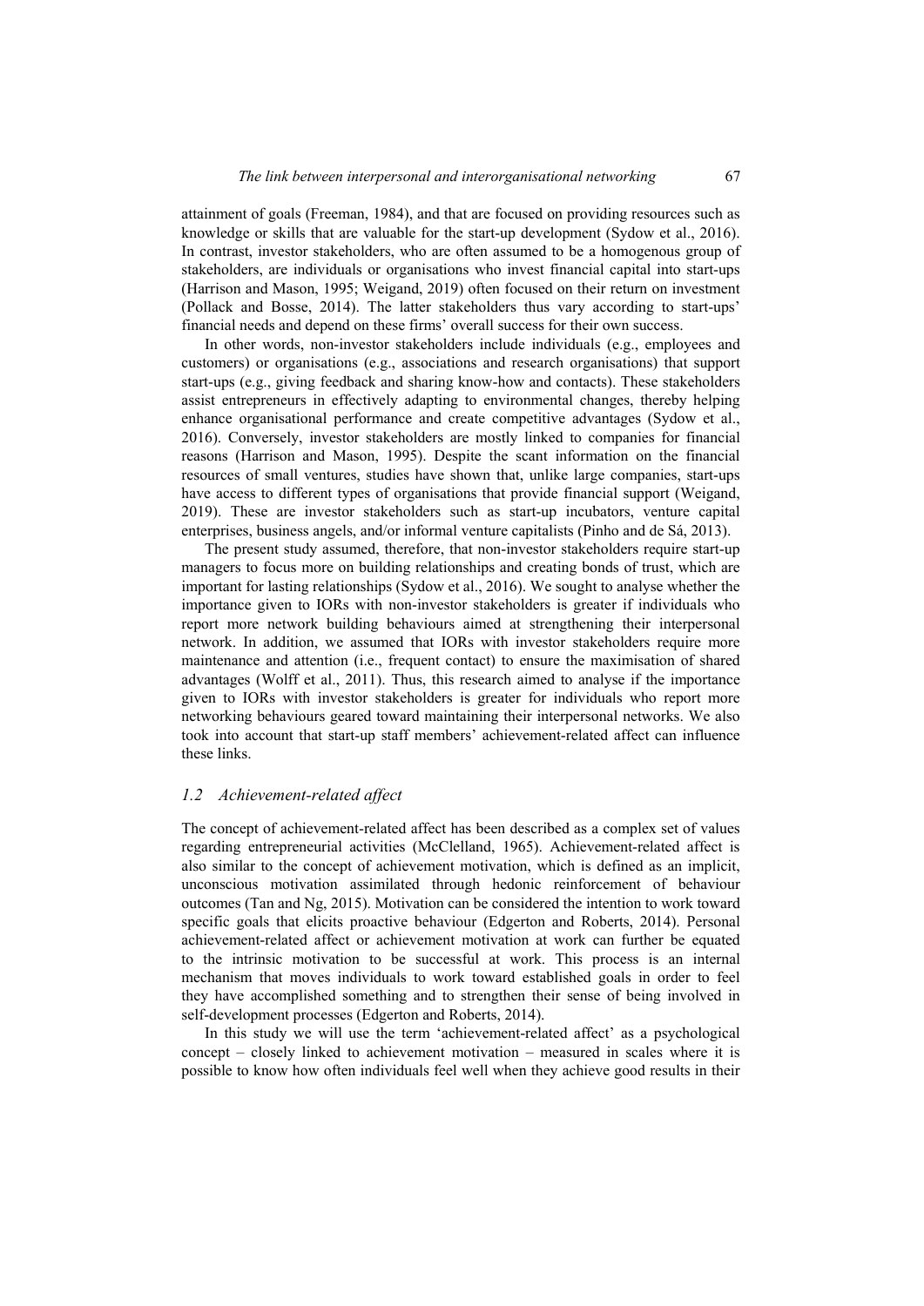attainment of goals (Freeman, 1984), and that are focused on providing resources such as knowledge or skills that are valuable for the start-up development (Sydow et al., 2016). In contrast, investor stakeholders, who are often assumed to be a homogenous group of stakeholders, are individuals or organisations who invest financial capital into start-ups (Harrison and Mason, 1995; Weigand, 2019) often focused on their return on investment (Pollack and Bosse, 2014). The latter stakeholders thus vary according to start-ups' financial needs and depend on these firms' overall success for their own success.

In other words, non-investor stakeholders include individuals (e.g., employees and customers) or organisations (e.g., associations and research organisations) that support start-ups (e.g., giving feedback and sharing know-how and contacts). These stakeholders assist entrepreneurs in effectively adapting to environmental changes, thereby helping enhance organisational performance and create competitive advantages (Sydow et al., 2016). Conversely, investor stakeholders are mostly linked to companies for financial reasons (Harrison and Mason, 1995). Despite the scant information on the financial resources of small ventures, studies have shown that, unlike large companies, start-ups have access to different types of organisations that provide financial support (Weigand, 2019). These are investor stakeholders such as start-up incubators, venture capital enterprises, business angels, and/or informal venture capitalists (Pinho and de Sá, 2013).

The present study assumed, therefore, that non-investor stakeholders require start-up managers to focus more on building relationships and creating bonds of trust, which are important for lasting relationships (Sydow et al., 2016). We sought to analyse whether the importance given to IORs with non-investor stakeholders is greater if individuals who report more network building behaviours aimed at strengthening their interpersonal network. In addition, we assumed that IORs with investor stakeholders require more maintenance and attention (i.e., frequent contact) to ensure the maximisation of shared advantages (Wolff et al., 2011). Thus, this research aimed to analyse if the importance given to IORs with investor stakeholders is greater for individuals who report more networking behaviours geared toward maintaining their interpersonal networks. We also took into account that start-up staff members' achievement-related affect can influence these links.

### *1.2 Achievement-related affect*

The concept of achievement-related affect has been described as a complex set of values regarding entrepreneurial activities (McClelland, 1965). Achievement-related affect is also similar to the concept of achievement motivation, which is defined as an implicit, unconscious motivation assimilated through hedonic reinforcement of behaviour outcomes (Tan and Ng, 2015). Motivation can be considered the intention to work toward specific goals that elicits proactive behaviour (Edgerton and Roberts, 2014). Personal achievement-related affect or achievement motivation at work can further be equated to the intrinsic motivation to be successful at work. This process is an internal mechanism that moves individuals to work toward established goals in order to feel they have accomplished something and to strengthen their sense of being involved in self-development processes (Edgerton and Roberts, 2014).

In this study we will use the term 'achievement-related affect' as a psychological concept – closely linked to achievement motivation – measured in scales where it is possible to know how often individuals feel well when they achieve good results in their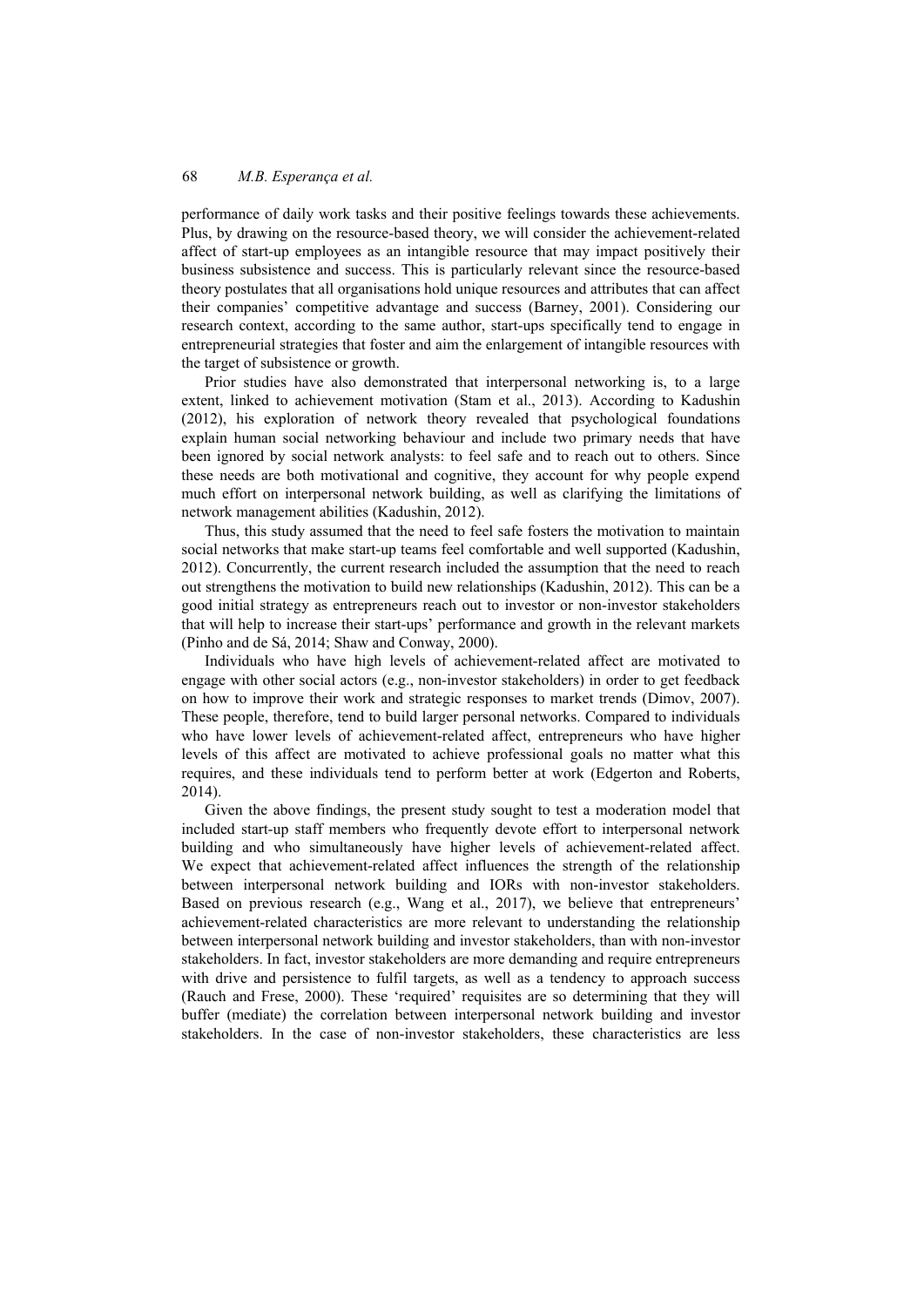performance of daily work tasks and their positive feelings towards these achievements. Plus, by drawing on the resource-based theory, we will consider the achievement-related affect of start-up employees as an intangible resource that may impact positively their business subsistence and success. This is particularly relevant since the resource-based theory postulates that all organisations hold unique resources and attributes that can affect their companies' competitive advantage and success (Barney, 2001). Considering our research context, according to the same author, start-ups specifically tend to engage in entrepreneurial strategies that foster and aim the enlargement of intangible resources with the target of subsistence or growth.

Prior studies have also demonstrated that interpersonal networking is, to a large extent, linked to achievement motivation (Stam et al., 2013). According to Kadushin (2012), his exploration of network theory revealed that psychological foundations explain human social networking behaviour and include two primary needs that have been ignored by social network analysts: to feel safe and to reach out to others. Since these needs are both motivational and cognitive, they account for why people expend much effort on interpersonal network building, as well as clarifying the limitations of network management abilities (Kadushin, 2012).

Thus, this study assumed that the need to feel safe fosters the motivation to maintain social networks that make start-up teams feel comfortable and well supported (Kadushin, 2012). Concurrently, the current research included the assumption that the need to reach out strengthens the motivation to build new relationships (Kadushin, 2012). This can be a good initial strategy as entrepreneurs reach out to investor or non-investor stakeholders that will help to increase their start-ups' performance and growth in the relevant markets (Pinho and de Sá, 2014; Shaw and Conway, 2000).

Individuals who have high levels of achievement-related affect are motivated to engage with other social actors (e.g., non-investor stakeholders) in order to get feedback on how to improve their work and strategic responses to market trends (Dimov, 2007). These people, therefore, tend to build larger personal networks. Compared to individuals who have lower levels of achievement-related affect, entrepreneurs who have higher levels of this affect are motivated to achieve professional goals no matter what this requires, and these individuals tend to perform better at work (Edgerton and Roberts, 2014).

Given the above findings, the present study sought to test a moderation model that included start-up staff members who frequently devote effort to interpersonal network building and who simultaneously have higher levels of achievement-related affect. We expect that achievement-related affect influences the strength of the relationship between interpersonal network building and IORs with non-investor stakeholders. Based on previous research (e.g., Wang et al., 2017), we believe that entrepreneurs' achievement-related characteristics are more relevant to understanding the relationship between interpersonal network building and investor stakeholders, than with non-investor stakeholders. In fact, investor stakeholders are more demanding and require entrepreneurs with drive and persistence to fulfil targets, as well as a tendency to approach success (Rauch and Frese, 2000). These 'required' requisites are so determining that they will buffer (mediate) the correlation between interpersonal network building and investor stakeholders. In the case of non-investor stakeholders, these characteristics are less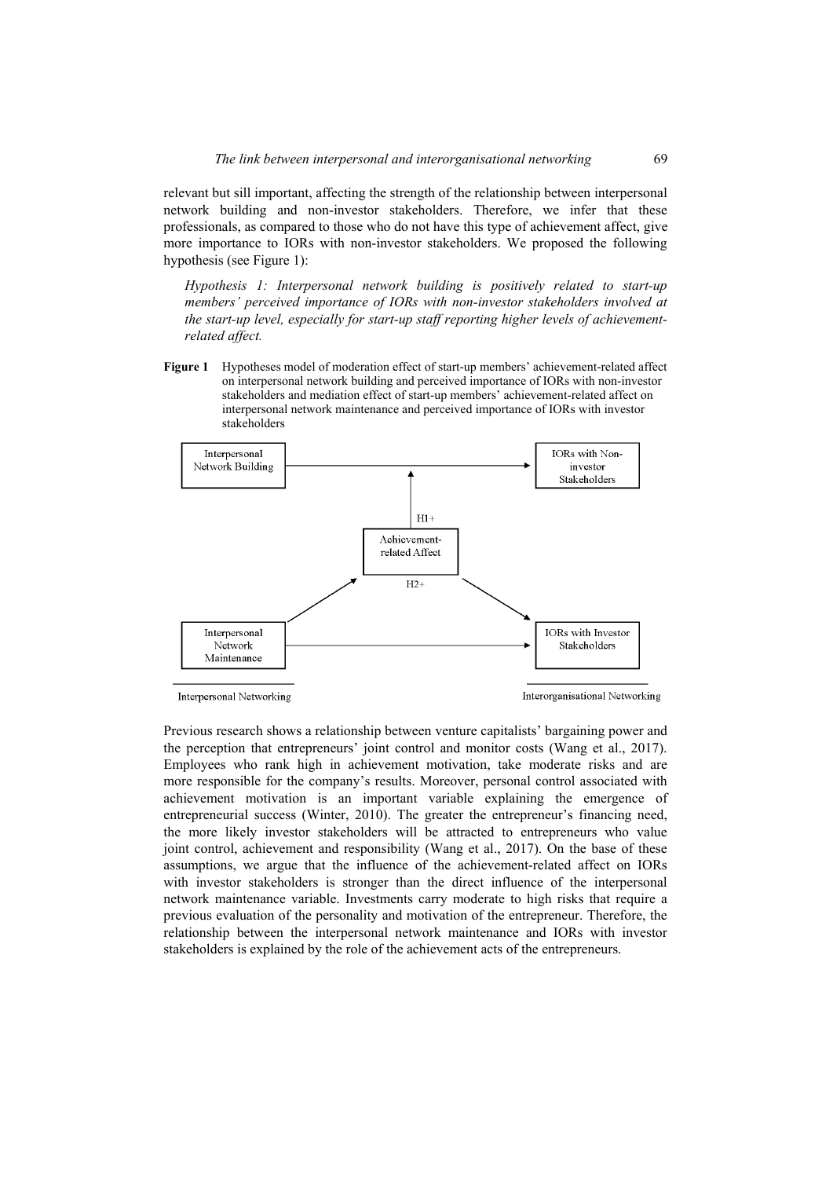relevant but sill important, affecting the strength of the relationship between interpersonal network building and non-investor stakeholders. Therefore, we infer that these professionals, as compared to those who do not have this type of achievement affect, give more importance to IORs with non-investor stakeholders. We proposed the following hypothesis (see Figure 1):

> *Hypothesis 1: Interpersonal network building is positively related to start-up members' perceived importance of IORs with non-investor stakeholders involved at the start-up level, especially for start-up staff reporting higher levels of achievement-related affect.*

**Figure 1** Hypotheses model of moderation effect of start-up members' achievement-related affect on interpersonal network building and perceived importance of IORs with non-investor stakeholders and mediation effect of start-up members' achievement-related affect on interpersonal network maintenance and perceived importance of IORs with investor stakeholders

Interpersonal Network Building → IORs with Non-investor Stakeholders

H1+

Achievement-related Affect

H2+

Interpersonal Network Maintenance → IORs with Investor Stakeholders

Interpersonal Networking

Interorganisational Networking

Previous research shows a relationship between venture capitalists' bargaining power and the perception that entrepreneurs' joint control and monitor costs (Wang et al., 2017). Employees who rank high in achievement motivation, take moderate risks and are more responsible for the company's results. Moreover, personal control associated with achievement motivation is an important variable explaining the emergence of entrepreneurial success (Winter, 2010). The greater the entrepreneur's financing need, the more likely investor stakeholders will be attracted to entrepreneurs who value joint control, achievement and responsibility (Wang et al., 2017). On the base of these assumptions, we argue that the influence of the achievement-related affect on IORs with investor stakeholders is stronger than the direct influence of the interpersonal network maintenance variable. Investments carry moderate to high risks that require a previous evaluation of the personality and motivation of the entrepreneur. Therefore, the relationship between the interpersonal network maintenance and IORs with investor stakeholders is explained by the role of the achievement acts of the entrepreneurs.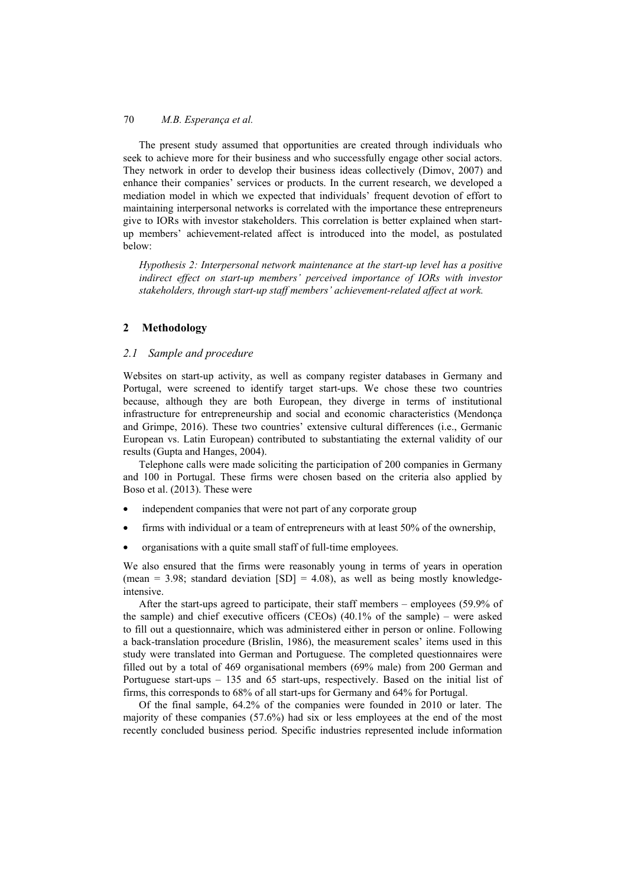The present study assumed that opportunities are created through individuals who seek to achieve more for their business and who successfully engage other social actors. They network in order to develop their business ideas collectively (Dimov, 2007) and enhance their companies' services or products. In the current research, we developed a mediation model in which we expected that individuals' frequent devotion of effort to maintaining interpersonal networks is correlated with the importance these entrepreneurs give to IORs with investor stakeholders. This correlation is better explained when start-up members' achievement-related affect is introduced into the model, as postulated below:

> *Hypothesis 2: Interpersonal network maintenance at the start-up level has a positive indirect effect on start-up members' perceived importance of IORs with investor stakeholders, through start-up staff members' achievement-related affect at work.*

## 2 Methodology

### 2.1 Sample and procedure

Websites on start-up activity, as well as company register databases in Germany and Portugal, were screened to identify target start-ups. We chose these two countries because, although they are both European, they diverge in terms of institutional infrastructure for entrepreneurship and social and economic characteristics (Mendonça and Grimpe, 2016). These two countries' extensive cultural differences (i.e., Germanic European vs. Latin European) contributed to substantiating the external validity of our results (Gupta and Hanges, 2004).

Telephone calls were made soliciting the participation of 200 companies in Germany and 100 in Portugal. These firms were chosen based on the criteria also applied by Boso et al. (2013). These were

- independent companies that were not part of any corporate group
- firms with individual or a team of entrepreneurs with at least 50% of the ownership,
- organisations with a quite small staff of full-time employees.

We also ensured that the firms were reasonably young in terms of years in operation (mean = 3.98; standard deviation [SD] = 4.08), as well as being mostly knowledge-intensive.

After the start-ups agreed to participate, their staff members – employees (59.9% of the sample) and chief executive officers (CEOs) (40.1% of the sample) – were asked to fill out a questionnaire, which was administered either in person or online. Following a back-translation procedure (Brislin, 1986), the measurement scales' items used in this study were translated into German and Portuguese. The completed questionnaires were filled out by a total of 469 organisational members (69% male) from 200 German and Portuguese start-ups – 135 and 65 start-ups, respectively. Based on the initial list of firms, this corresponds to 68% of all start-ups for Germany and 64% for Portugal.

Of the final sample, 64.2% of the companies were founded in 2010 or later. The majority of these companies (57.6%) had six or less employees at the end of the most recently concluded business period. Specific industries represented include information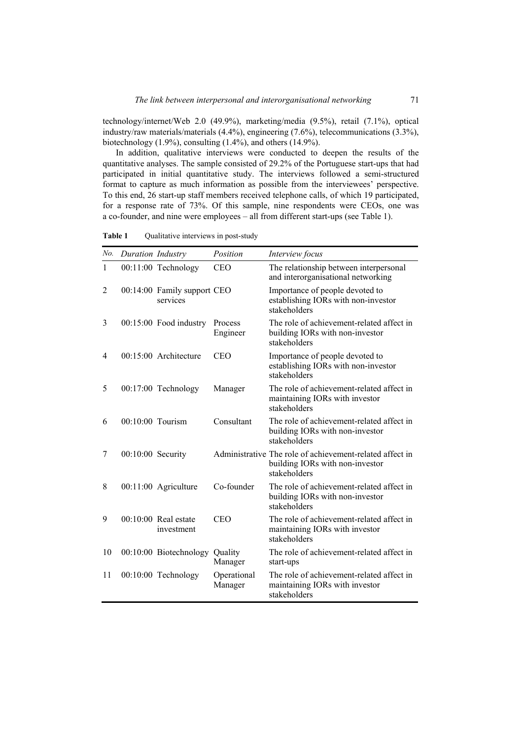technology/internet/Web 2.0 (49.9%), marketing/media (9.5%), retail (7.1%), optical industry/raw materials/materials (4.4%), engineering (7.6%), telecommunications (3.3%), biotechnology (1.9%), consulting (1.4%), and others (14.9%).

In addition, qualitative interviews were conducted to deepen the results of the quantitative analyses. The sample consisted of 29.2% of the Portuguese start-ups that had participated in initial quantitative study. The interviews followed a semi-structured format to capture as much information as possible from the interviewees' perspective. To this end, 26 start-up staff members received telephone calls, of which 19 participated, for a response rate of 73%. Of this sample, nine respondents were CEOs, one was a co-founder, and nine were employees – all from different start-ups (see Table 1).

**Table 1** Qualitative interviews in post-study

| *No.* | *Duration* | *Industry* | *Position* | *Interview focus* |
|---|---|---|---|---|
| 1 | 00:11:00 | Technology | CEO | The relationship between interpersonal and interorganisational networking |
| 2 | 00:14:00 | Family support services | CEO | Importance of people devoted to establishing IORs with non-investor stakeholders |
| 3 | 00:15:00 | Food industry | Process Engineer | The role of achievement-related affect in building IORs with non-investor stakeholders |
| 4 | 00:15:00 | Architecture | CEO | Importance of people devoted to establishing IORs with non-investor stakeholders |
| 5 | 00:17:00 | Technology | Manager | The role of achievement-related affect in maintaining IORs with investor stakeholders |
| 6 | 00:10:00 | Tourism | Consultant | The role of achievement-related affect in building IORs with non-investor stakeholders |
| 7 | 00:10:00 | Security | Administrative | The role of achievement-related affect in building IORs with non-investor stakeholders |
| 8 | 00:11:00 | Agriculture | Co-founder | The role of achievement-related affect in building IORs with non-investor stakeholders |
| 9 | 00:10:00 | Real estate investment | CEO | The role of achievement-related affect in maintaining IORs with investor stakeholders |
| 10 | 00:10:00 | Biotechnology | Quality Manager | The role of achievement-related affect in start-ups |
| 11 | 00:10:00 | Technology | Operational Manager | The role of achievement-related affect in maintaining IORs with investor stakeholders |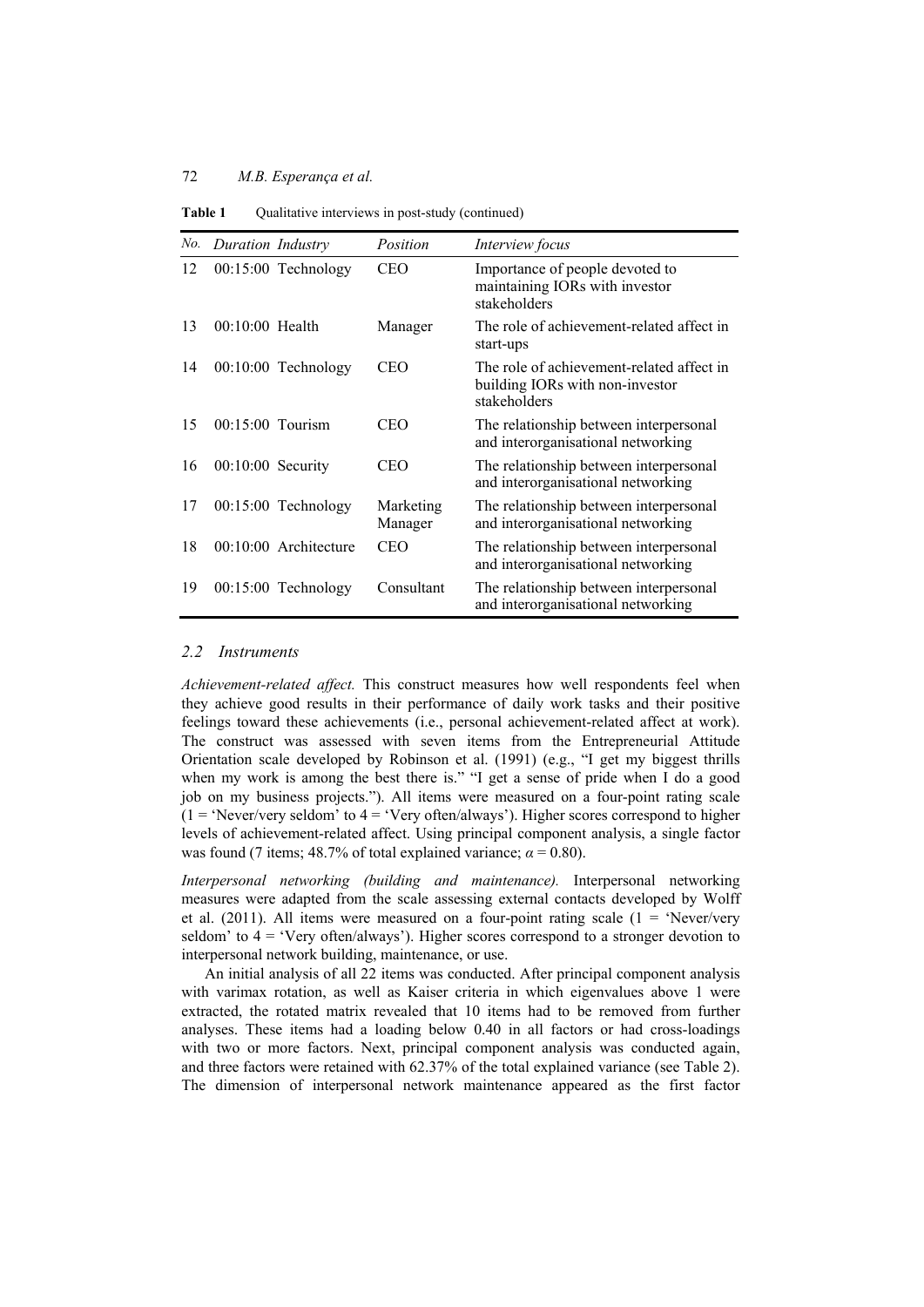**Table 1** Qualitative interviews in post-study (continued)

| *No.* | *Duration* | *Industry* | *Position* | *Interview focus* |
|---|---|---|---|---|
| 12 | 00:15:00 | Technology | CEO | Importance of people devoted to maintaining IORs with investor stakeholders |
| 13 | 00:10:00 | Health | Manager | The role of achievement-related affect in start-ups |
| 14 | 00:10:00 | Technology | CEO | The role of achievement-related affect in building IORs with non-investor stakeholders |
| 15 | 00:15:00 | Tourism | CEO | The relationship between interpersonal and interorganisational networking |
| 16 | 00:10:00 | Security | CEO | The relationship between interpersonal and interorganisational networking |
| 17 | 00:15:00 | Technology | Marketing Manager | The relationship between interpersonal and interorganisational networking |
| 18 | 00:10:00 | Architecture | CEO | The relationship between interpersonal and interorganisational networking |
| 19 | 00:15:00 | Technology | Consultant | The relationship between interpersonal and interorganisational networking |

### *2.2 Instruments*

*Achievement-related affect.* This construct measures how well respondents feel when they achieve good results in their performance of daily work tasks and their positive feelings toward these achievements (i.e., personal achievement-related affect at work). The construct was assessed with seven items from the Entrepreneurial Attitude Orientation scale developed by Robinson et al. (1991) (e.g., "I get my biggest thrills when my work is among the best there is." "I get a sense of pride when I do a good job on my business projects."). All items were measured on a four-point rating scale (1 = 'Never/very seldom' to 4 = 'Very often/always'). Higher scores correspond to higher levels of achievement-related affect. Using principal component analysis, a single factor was found (7 items; 48.7% of total explained variance; $\alpha = 0.80$).

*Interpersonal networking (building and maintenance).* Interpersonal networking measures were adapted from the scale assessing external contacts developed by Wolff et al. (2011). All items were measured on a four-point rating scale (1 = 'Never/very seldom' to 4 = 'Very often/always'). Higher scores correspond to a stronger devotion to interpersonal network building, maintenance, or use.

An initial analysis of all 22 items was conducted. After principal component analysis with varimax rotation, as well as Kaiser criteria in which eigenvalues above 1 were extracted, the rotated matrix revealed that 10 items had to be removed from further analyses. These items had a loading below 0.40 in all factors or had cross-loadings with two or more factors. Next, principal component analysis was conducted again, and three factors were retained with 62.37% of the total explained variance (see Table 2). The dimension of interpersonal network maintenance appeared as the first factor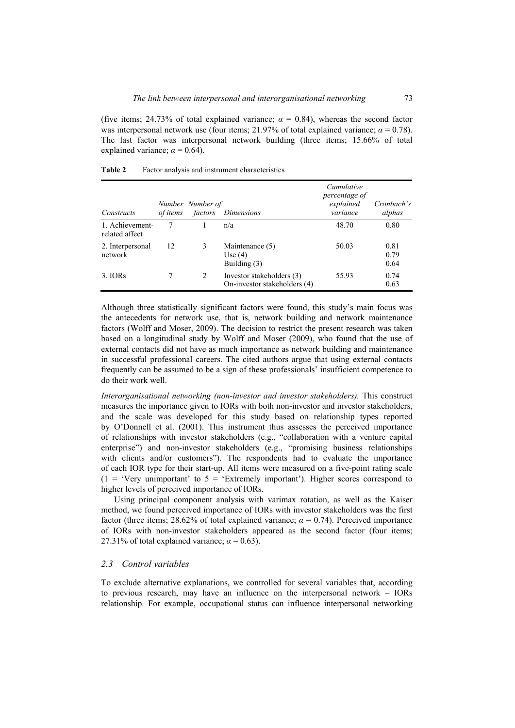(five items; 24.73% of total explained variance; $\alpha = 0.84$), whereas the second factor was interpersonal network use (four items; 21.97% of total explained variance; $\alpha = 0.78$). The last factor was interpersonal network building (three items; 15.66% of total explained variance; $\alpha = 0.64$).

**Table 2** Factor analysis and instrument characteristics

| *Constructs* | *Number of items* | *Number of factors* | *Dimensions* | *Cumulative percentage of explained variance* | *Cronbach's alphas* |
|---|---|---|---|---|---|
| 1. Achievement-related affect | 7 | 1 | n/a | 48.70 | 0.80 |
| 2. Interpersonal network | 12 | 3 | Maintenance (5)<br>Use (4)<br>Building (3) | 50.03 | 0.81<br>0.79<br>0.64 |
| 3. IORs | 7 | 2 | Investor stakeholders (3)<br>On-investor stakeholders (4) | 55.93 | 0.74<br>0.63 |

Although three statistically significant factors were found, this study's main focus was the antecedents for network use, that is, network building and network maintenance factors (Wolff and Moser, 2009). The decision to restrict the present research was taken based on a longitudinal study by Wolff and Moser (2009), who found that the use of external contacts did not have as much importance as network building and maintenance in successful professional careers. The cited authors argue that using external contacts frequently can be assumed to be a sign of these professionals' insufficient competence to do their work well.

*Interorganisational networking (non-investor and investor stakeholders).* This construct measures the importance given to IORs with both non-investor and investor stakeholders, and the scale was developed for this study based on relationship types reported by O'Donnell et al. (2001). This instrument thus assesses the perceived importance of relationships with investor stakeholders (e.g., "collaboration with a venture capital enterprise") and non-investor stakeholders (e.g., "promising business relationships with clients and/or customers"). The respondents had to evaluate the importance of each IOR type for their start-up. All items were measured on a five-point rating scale (1 = 'Very unimportant' to 5 = 'Extremely important'). Higher scores correspond to higher levels of perceived importance of IORs.

Using principal component analysis with varimax rotation, as well as the Kaiser method, we found perceived importance of IORs with investor stakeholders was the first factor (three items; 28.62% of total explained variance; $\alpha = 0.74$). Perceived importance of IORs with non-investor stakeholders appeared as the second factor (four items; 27.31% of total explained variance; $\alpha = 0.63$).

### *2.3 Control variables*

To exclude alternative explanations, we controlled for several variables that, according to previous research, may have an influence on the interpersonal network – IORs relationship. For example, occupational status can influence interpersonal networking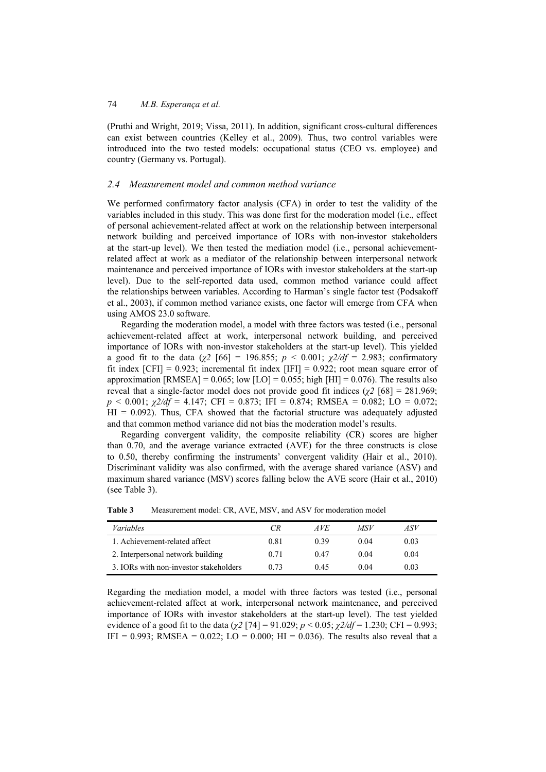(Pruthi and Wright, 2019; Vissa, 2011). In addition, significant cross-cultural differences can exist between countries (Kelley et al., 2009). Thus, two control variables were introduced into the two tested models: occupational status (CEO vs. employee) and country (Germany vs. Portugal).

### *2.4 Measurement model and common method variance*

We performed confirmatory factor analysis (CFA) in order to test the validity of the variables included in this study. This was done first for the moderation model (i.e., effect of personal achievement-related affect at work on the relationship between interpersonal network building and perceived importance of IORs with non-investor stakeholders at the start-up level). We then tested the mediation model (i.e., personal achievement-related affect at work as a mediator of the relationship between interpersonal network maintenance and perceived importance of IORs with investor stakeholders at the start-up level). Due to the self-reported data used, common method variance could affect the relationships between variables. According to Harman's single factor test (Podsakoff et al., 2003), if common method variance exists, one factor will emerge from CFA when using AMOS 23.0 software.

Regarding the moderation model, a model with three factors was tested (i.e., personal achievement-related affect at work, interpersonal network building, and perceived importance of IORs with non-investor stakeholders at the start-up level). This yielded a good fit to the data ($\chi2$ [66] = 196.855; $p < 0.001$; $\chi2/df = 2.983$; confirmatory fit index [CFI] = 0.923; incremental fit index [IFI] = 0.922; root mean square error of approximation [RMSEA] = 0.065; low [LO] = 0.055; high [HI] = 0.076). The results also reveal that a single-factor model does not provide good fit indices ($\chi2$ [68] = 281.969; $p < 0.001$; $\chi2/df = 4.147$; CFI = 0.873; IFI = 0.874; RMSEA = 0.082; LO = 0.072; HI = 0.092). Thus, CFA showed that the factorial structure was adequately adjusted and that common method variance did not bias the moderation model's results.

Regarding convergent validity, the composite reliability (CR) scores are higher than 0.70, and the average variance extracted (AVE) for the three constructs is close to 0.50, thereby confirming the instruments' convergent validity (Hair et al., 2010). Discriminant validity was also confirmed, with the average shared variance (ASV) and maximum shared variance (MSV) scores falling below the AVE score (Hair et al., 2010) (see Table 3).

**Table 3** Measurement model: CR, AVE, MSV, and ASV for moderation model

| *Variables* | *CR* | *AVE* | *MSV* | *ASV* |
|---|---|---|---|---|
| 1. Achievement-related affect | 0.81 | 0.39 | 0.04 | 0.03 |
| 2. Interpersonal network building | 0.71 | 0.47 | 0.04 | 0.04 |
| 3. IORs with non-investor stakeholders | 0.73 | 0.45 | 0.04 | 0.03 |

Regarding the mediation model, a model with three factors was tested (i.e., personal achievement-related affect at work, interpersonal network maintenance, and perceived importance of IORs with investor stakeholders at the start-up level). The test yielded evidence of a good fit to the data ($\chi2$ [74] = 91.029; $p < 0.05$; $\chi2/df = 1.230$; CFI = 0.993; IFI = 0.993; RMSEA = 0.022; LO = 0.000; HI = 0.036). The results also reveal that a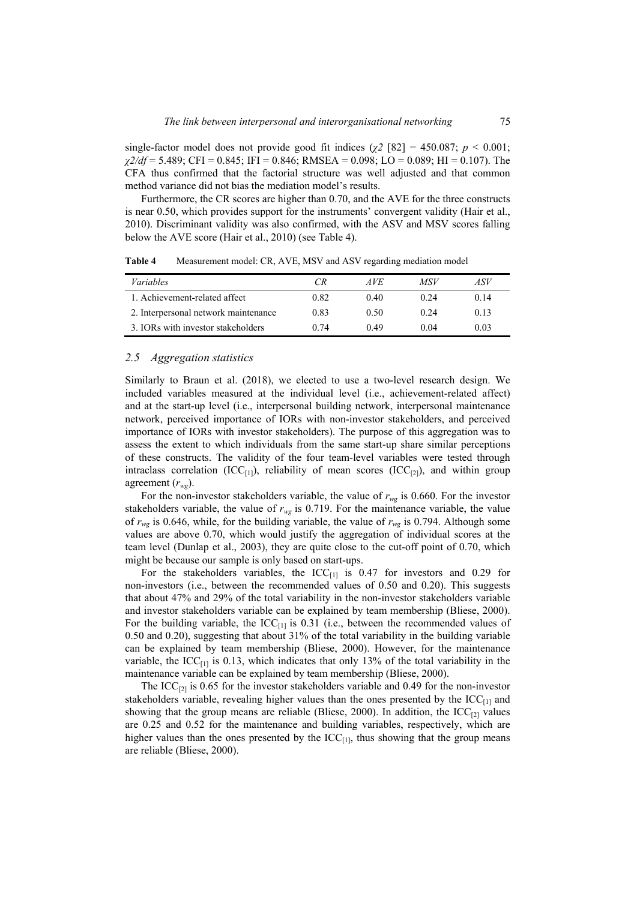single-factor model does not provide good fit indices ($\chi 2$ [82] = 450.087; $p < 0.001$; $\chi 2/df$ = 5.489; CFI = 0.845; IFI = 0.846; RMSEA = 0.098; LO = 0.089; HI = 0.107). The CFA thus confirmed that the factorial structure was well adjusted and that common method variance did not bias the mediation model's results.

Furthermore, the CR scores are higher than 0.70, and the AVE for the three constructs is near 0.50, which provides support for the instruments' convergent validity (Hair et al., 2010). Discriminant validity was also confirmed, with the ASV and MSV scores falling below the AVE score (Hair et al., 2010) (see Table 4).

**Table 4** Measurement model: CR, AVE, MSV and ASV regarding mediation model

| *Variables* | *CR* | *AVE* | *MSV* | *ASV* |
|---|---|---|---|---|
| 1. Achievement-related affect | 0.82 | 0.40 | 0.24 | 0.14 |
| 2. Interpersonal network maintenance | 0.83 | 0.50 | 0.24 | 0.13 |
| 3. IORs with investor stakeholders | 0.74 | 0.49 | 0.04 | 0.03 |

### *2.5 Aggregation statistics*

Similarly to Braun et al. (2018), we elected to use a two-level research design. We included variables measured at the individual level (i.e., achievement-related affect) and at the start-up level (i.e., interpersonal building network, interpersonal maintenance network, perceived importance of IORs with non-investor stakeholders, and perceived importance of IORs with investor stakeholders). The purpose of this aggregation was to assess the extent to which individuals from the same start-up share similar perceptions of these constructs. The validity of the four team-level variables were tested through intraclass correlation ($ICC_{[1]}$), reliability of mean scores ($ICC_{[2]}$), and within group agreement ($r_{wg}$).

For the non-investor stakeholders variable, the value of $r_{wg}$ is 0.660. For the investor stakeholders variable, the value of $r_{wg}$ is 0.719. For the maintenance variable, the value of $r_{wg}$ is 0.646, while, for the building variable, the value of $r_{wg}$ is 0.794. Although some values are above 0.70, which would justify the aggregation of individual scores at the team level (Dunlap et al., 2003), they are quite close to the cut-off point of 0.70, which might be because our sample is only based on start-ups.

For the stakeholders variables, the $ICC_{[1]}$ is 0.47 for investors and 0.29 for non-investors (i.e., between the recommended values of 0.50 and 0.20). This suggests that about 47% and 29% of the total variability in the non-investor stakeholders variable and investor stakeholders variable can be explained by team membership (Bliese, 2000). For the building variable, the $ICC_{[1]}$ is 0.31 (i.e., between the recommended values of 0.50 and 0.20), suggesting that about 31% of the total variability in the building variable can be explained by team membership (Bliese, 2000). However, for the maintenance variable, the $ICC_{[1]}$ is 0.13, which indicates that only 13% of the total variability in the maintenance variable can be explained by team membership (Bliese, 2000).

The $ICC_{[2]}$ is 0.65 for the investor stakeholders variable and 0.49 for the non-investor stakeholders variable, revealing higher values than the ones presented by the $ICC_{[1]}$ and showing that the group means are reliable (Bliese, 2000). In addition, the $ICC_{[2]}$ values are 0.25 and 0.52 for the maintenance and building variables, respectively, which are higher values than the ones presented by the $ICC_{[1]}$, thus showing that the group means are reliable (Bliese, 2000).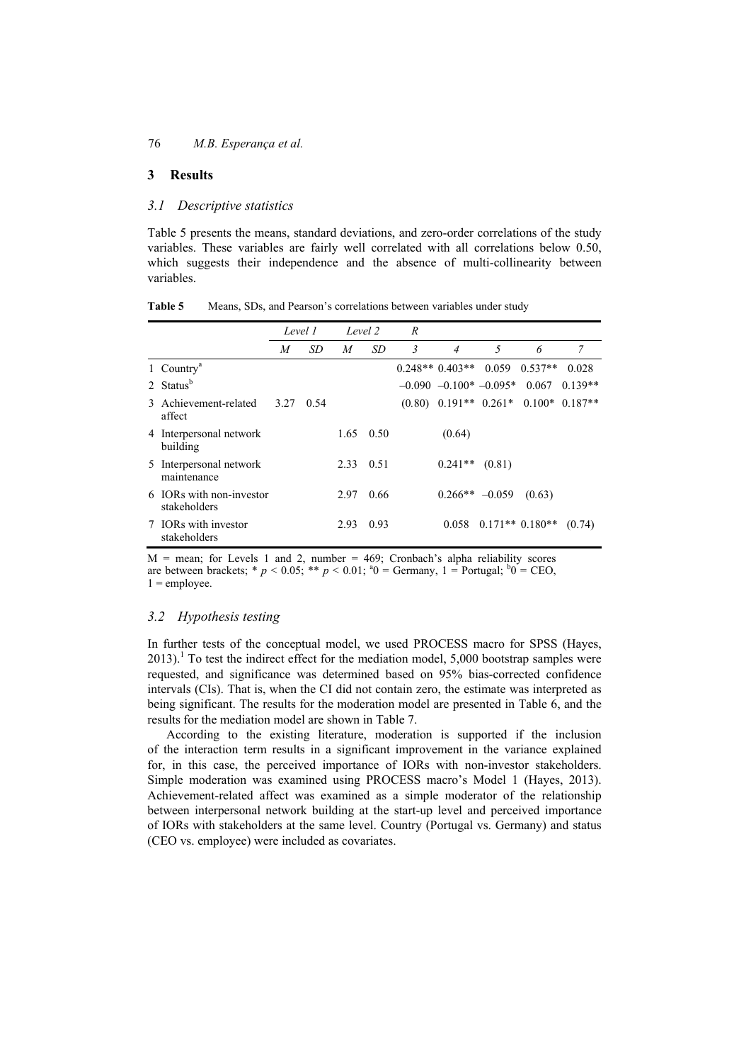## 3 Results

### *3.1 Descriptive statistics*

Table 5 presents the means, standard deviations, and zero-order correlations of the study variables. These variables are fairly well correlated with all correlations below 0.50, which suggests their independence and the absence of multi-collinearity between variables.

**Table 5** Means, SDs, and Pearson's correlations between variables under study

| | *Level 1* | | *Level 2* | | *R* | | | | |
|---|---|---|---|---|---|---|---|---|---|
| | *M* | *SD* | *M* | *SD* | *3* | *4* | *5* | *6* | *7* |
| 1 Country[a] | | | | | 0.248** | 0.403** | 0.059 | 0.537** | 0.028 |
| 2 Status[b] | | | | | –0.090 | –0.100* | –0.095* | 0.067 | 0.139** |
| 3 Achievement-related affect | 3.27 | 0.54 | | | (0.80) | 0.191** | 0.261* | 0.100* | 0.187** |
| 4 Interpersonal network building | | | 1.65 | 0.50 | | (0.64) | | | |
| 5 Interpersonal network maintenance | | | 2.33 | 0.51 | | 0.241** | (0.81) | | |
| 6 IORs with non-investor stakeholders | | | 2.97 | 0.66 | | 0.266** | –0.059 | (0.63) | |
| 7 IORs with investor stakeholders | | | 2.93 | 0.93 | | 0.058 | 0.171** | 0.180** | (0.74) |

M = mean; for Levels 1 and 2, number = 469; Cronbach's alpha reliability scores are between brackets; * $p < 0.05$; ** $p < 0.01$; [a]0 = Germany, 1 = Portugal; [b]0 = CEO, 1 = employee.

### *3.2 Hypothesis testing*

In further tests of the conceptual model, we used PROCESS macro for SPSS (Hayes, 2013).[1] To test the indirect effect for the mediation model, 5,000 bootstrap samples were requested, and significance was determined based on 95% bias-corrected confidence intervals (CIs). That is, when the CI did not contain zero, the estimate was interpreted as being significant. The results for the moderation model are presented in Table 6, and the results for the mediation model are shown in Table 7.

According to the existing literature, moderation is supported if the inclusion of the interaction term results in a significant improvement in the variance explained for, in this case, the perceived importance of IORs with non-investor stakeholders. Simple moderation was examined using PROCESS macro's Model 1 (Hayes, 2013). Achievement-related affect was examined as a simple moderator of the relationship between interpersonal network building at the start-up level and perceived importance of IORs with stakeholders at the same level. Country (Portugal vs. Germany) and status (CEO vs. employee) were included as covariates.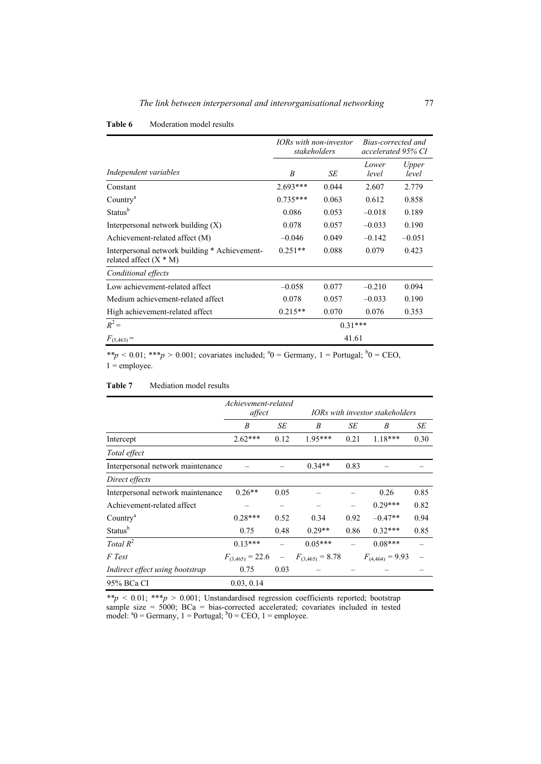**Table 6** Moderation model results

| Independent variables | IORs with non-investor stakeholders | | Bias-corrected and accelerated 95% CI | |
|---|---|---|---|---|
| | *B* | *SE* | Lower level | Upper level |
| Constant | 2.693*** | 0.044 | 2.607 | 2.779 |
| Country[a] | 0.735*** | 0.063 | 0.612 | 0.858 |
| Status[b] | 0.086 | 0.053 | –0.018 | 0.189 |
| Interpersonal network building (X) | 0.078 | 0.057 | –0.033 | 0.190 |
| Achievement-related affect (M) | –0.046 | 0.049 | –0.142 | –0.051 |
| Interpersonal network building * Achievement-related affect (X * M) | 0.251** | 0.088 | 0.079 | 0.423 |
| *Conditional effects* | | | | |
| Low achievement-related affect | –0.058 | 0.077 | –0.210 | 0.094 |
| Medium achievement-related affect | 0.078 | 0.057 | –0.033 | 0.190 |
| High achievement-related affect | 0.215** | 0.070 | 0.076 | 0.353 |
| $R^2 =$ | 0.31*** | | | |
| $F_{(5,463)} =$ | 41.61 | | | |

**$p < 0.01$; ***$p > 0.001$; covariates included; [a]0 = Germany, 1 = Portugal; [b]0 = CEO, 1 = employee.

**Table 7** Mediation model results

| | Achievement-related affect | | IORs with investor stakeholders | | | |
|---|---|---|---|---|---|---|
| | *B* | *SE* | *B* | *SE* | *B* | *SE* |
| Intercept | 2.62*** | 0.12 | 1.95*** | 0.21 | 1.18*** | 0.30 |
| *Total effect* | | | | | | |
| Interpersonal network maintenance | – | – | 0.34** | 0.83 | – | – |
| *Direct effects* | | | | | | |
| Interpersonal network maintenance | 0.26** | 0.05 | – | – | 0.26 | 0.85 |
| Achievement-related affect | – | – | – | – | 0.29*** | 0.82 |
| Country[a] | 0.28*** | 0.52 | 0.34 | 0.92 | –0.47** | 0.94 |
| Status[b] | 0.75 | 0.48 | 0.29** | 0.86 | 0.32*** | 0.85 |
| *Total $R^2$* | 0.13*** | – | 0.05*** | – | 0.08*** | – |
| *F Test* | $F_{(3,465)} = 22.6$ | – | $F_{(3,465)} = 8.78$ | | $F_{(4,464)} = 9.93$ | – |
| *Indirect effect using bootstrap* | 0.75 | 0.03 | – | – | – | – |
| 95% BCa CI | 0.03, 0.14 | | | | | |

**$p < 0.01$; ***$p > 0.001$; Unstandardised regression coefficients reported; bootstrap sample size = 5000; BCa = bias-corrected accelerated; covariates included in tested model: [a]0 = Germany, 1 = Portugal; [b]0 = CEO, 1 = employee.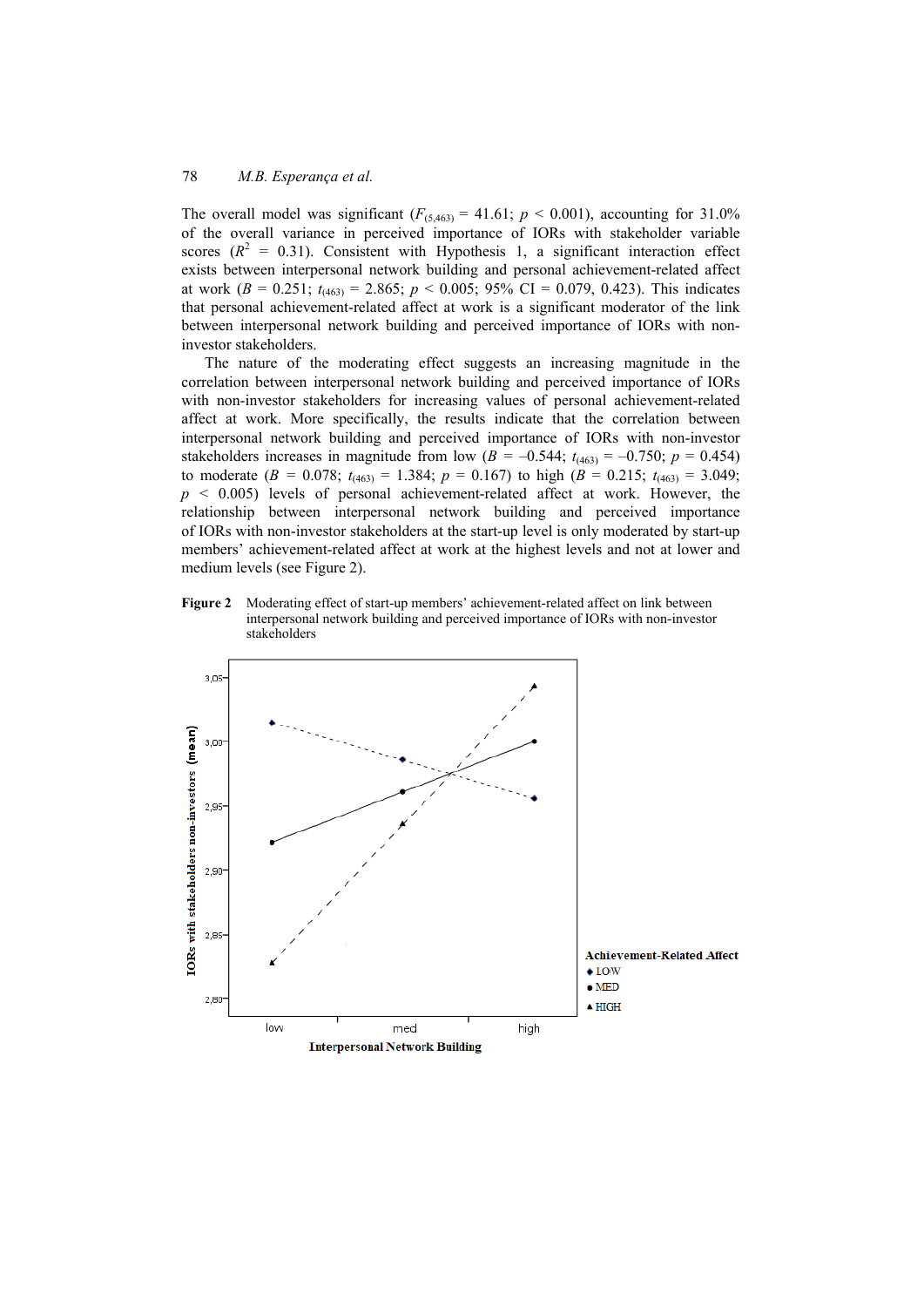The overall model was significant ($F_{(5,463)} = 41.61$; $p < 0.001$), accounting for 31.0% of the overall variance in perceived importance of IORs with stakeholder variable scores ($R^2 = 0.31$). Consistent with Hypothesis 1, a significant interaction effect exists between interpersonal network building and personal achievement-related affect at work ($B = 0.251$; $t_{(463)} = 2.865$; $p < 0.005$; 95% CI = 0.079, 0.423). This indicates that personal achievement-related affect at work is a significant moderator of the link between interpersonal network building and perceived importance of IORs with non-investor stakeholders.

The nature of the moderating effect suggests an increasing magnitude in the correlation between interpersonal network building and perceived importance of IORs with non-investor stakeholders for increasing values of personal achievement-related affect at work. More specifically, the results indicate that the correlation between interpersonal network building and perceived importance of IORs with non-investor stakeholders increases in magnitude from low ($B = -0.544$; $t_{(463)} = -0.750$; $p = 0.454$) to moderate ($B = 0.078$; $t_{(463)} = 1.384$; $p = 0.167$) to high ($B = 0.215$; $t_{(463)} = 3.049$; $p < 0.005$) levels of personal achievement-related affect at work. However, the relationship between interpersonal network building and perceived importance of IORs with non-investor stakeholders at the start-up level is only moderated by start-up members' achievement-related affect at work at the highest levels and not at lower and medium levels (see Figure 2).

**Figure 2** Moderating effect of start-up members' achievement-related affect on link between interpersonal network building and perceived importance of IORs with non-investor stakeholders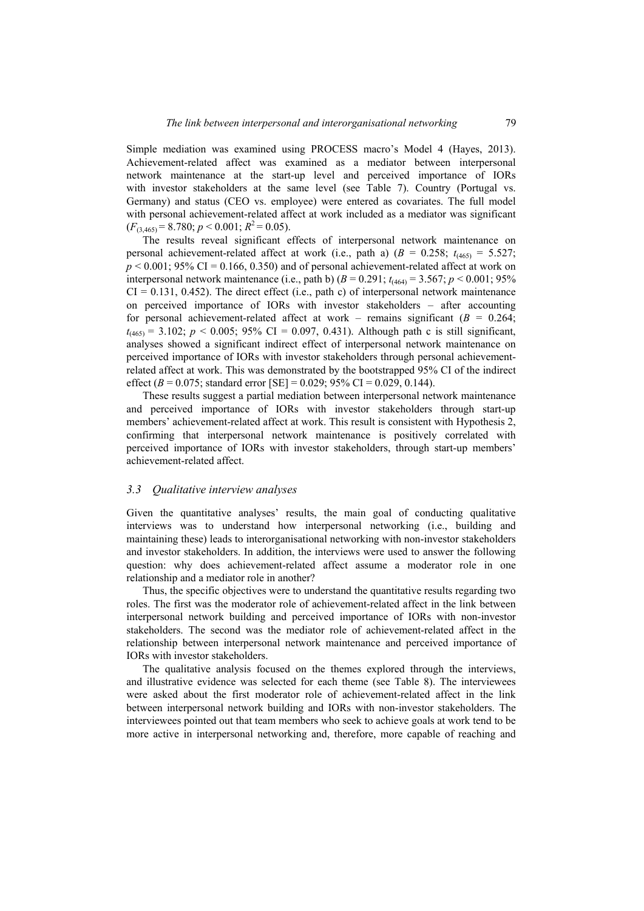Simple mediation was examined using PROCESS macro's Model 4 (Hayes, 2013). Achievement-related affect was examined as a mediator between interpersonal network maintenance at the start-up level and perceived importance of IORs with investor stakeholders at the same level (see Table 7). Country (Portugal vs. Germany) and status (CEO vs. employee) were entered as covariates. The full model with personal achievement-related affect at work included as a mediator was significant ($F_{(3,465)} = 8.780$; $p < 0.001$; $R^2 = 0.05$).

The results reveal significant effects of interpersonal network maintenance on personal achievement-related affect at work (i.e., path a) ($B = 0.258$; $t_{(465)} = 5.527$; $p < 0.001$; 95% CI = 0.166, 0.350) and of personal achievement-related affect at work on interpersonal network maintenance (i.e., path b) ($B = 0.291$; $t_{(464)} = 3.567$; $p < 0.001$; 95% CI = 0.131, 0.452). The direct effect (i.e., path c) of interpersonal network maintenance on perceived importance of IORs with investor stakeholders – after accounting for personal achievement-related affect at work – remains significant ($B = 0.264$; $t_{(465)} = 3.102$; $p < 0.005$; 95% CI = 0.097, 0.431). Although path c is still significant, analyses showed a significant indirect effect of interpersonal network maintenance on perceived importance of IORs with investor stakeholders through personal achievement-related affect at work. This was demonstrated by the bootstrapped 95% CI of the indirect effect ($B = 0.075$; standard error [SE] = 0.029; 95% CI = 0.029, 0.144).

These results suggest a partial mediation between interpersonal network maintenance and perceived importance of IORs with investor stakeholders through start-up members' achievement-related affect at work. This result is consistent with Hypothesis 2, confirming that interpersonal network maintenance is positively correlated with perceived importance of IORs with investor stakeholders, through start-up members' achievement-related affect.

### 3.3 Qualitative interview analyses

Given the quantitative analyses' results, the main goal of conducting qualitative interviews was to understand how interpersonal networking (i.e., building and maintaining these) leads to interorganisational networking with non-investor stakeholders and investor stakeholders. In addition, the interviews were used to answer the following question: why does achievement-related affect assume a moderator role in one relationship and a mediator role in another?

Thus, the specific objectives were to understand the quantitative results regarding two roles. The first was the moderator role of achievement-related affect in the link between interpersonal network building and perceived importance of IORs with non-investor stakeholders. The second was the mediator role of achievement-related affect in the relationship between interpersonal network maintenance and perceived importance of IORs with investor stakeholders.

The qualitative analysis focused on the themes explored through the interviews, and illustrative evidence was selected for each theme (see Table 8). The interviewees were asked about the first moderator role of achievement-related affect in the link between interpersonal network building and IORs with non-investor stakeholders. The interviewees pointed out that team members who seek to achieve goals at work tend to be more active in interpersonal networking and, therefore, more capable of reaching and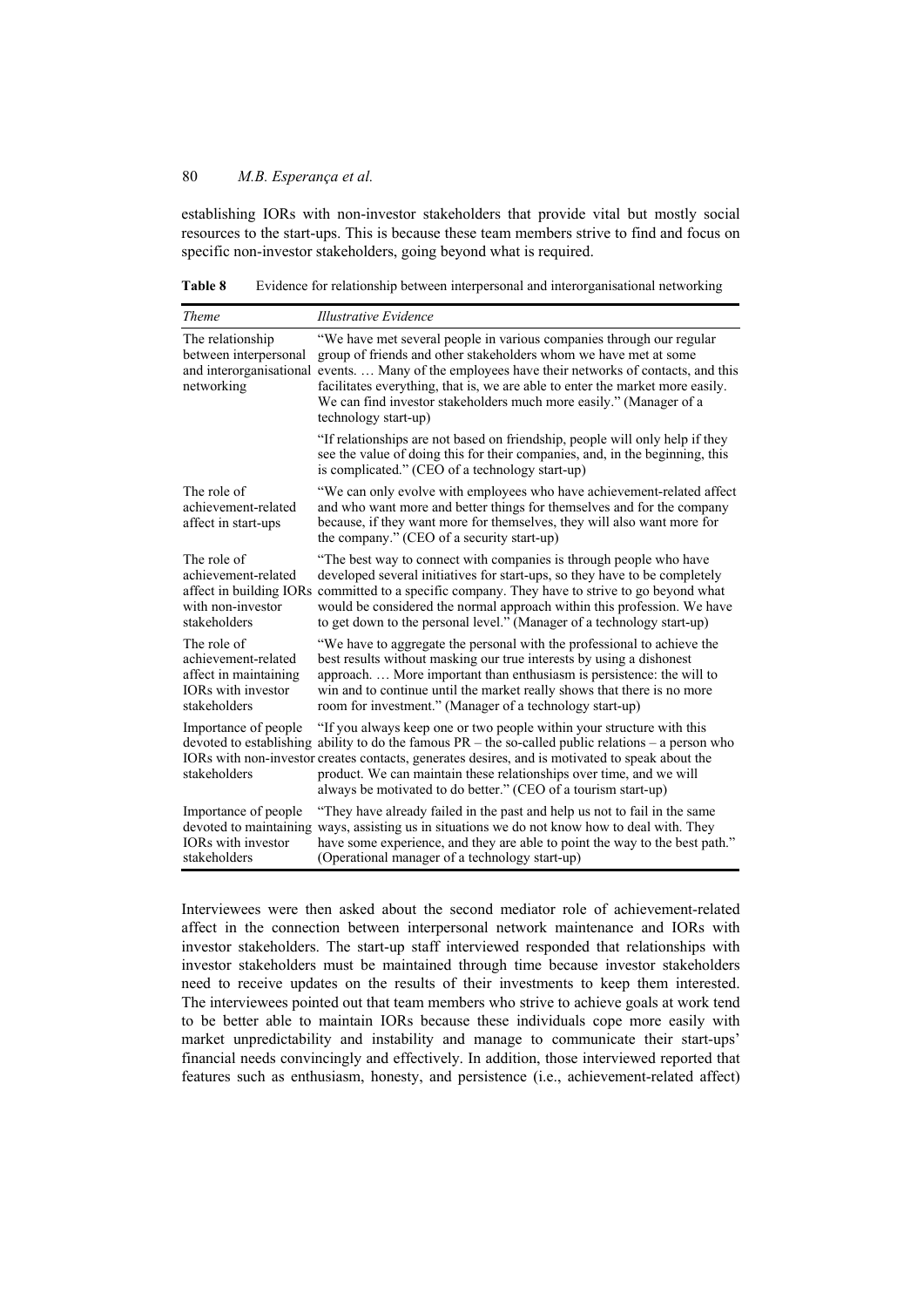establishing IORs with non-investor stakeholders that provide vital but mostly social resources to the start-ups. This is because these team members strive to find and focus on specific non-investor stakeholders, going beyond what is required.

**Table 8** Evidence for relationship between interpersonal and interorganisational networking

| *Theme* | *Illustrative Evidence* |
|---|---|
| The relationship between interpersonal and interorganisational networking | "We have met several people in various companies through our regular group of friends and other stakeholders whom we have met at some events. … Many of the employees have their networks of contacts, and this facilitates everything, that is, we are able to enter the market more easily. We can find investor stakeholders much more easily." (Manager of a technology start-up) |
| | "If relationships are not based on friendship, people will only help if they see the value of doing this for their companies, and, in the beginning, this is complicated." (CEO of a technology start-up) |
| The role of achievement-related affect in start-ups | "We can only evolve with employees who have achievement-related affect and who want more and better things for themselves and for the company because, if they want more for themselves, they will also want more for the company." (CEO of a security start-up) |
| The role of achievement-related affect in building IORs with non-investor stakeholders | "The best way to connect with companies is through people who have developed several initiatives for start-ups, so they have to be completely committed to a specific company. They have to strive to go beyond what would be considered the normal approach within this profession. We have to get down to the personal level." (Manager of a technology start-up) |
| The role of achievement-related affect in maintaining IORs with investor stakeholders | "We have to aggregate the personal with the professional to achieve the best results without masking our true interests by using a dishonest approach. … More important than enthusiasm is persistence: the will to win and to continue until the market really shows that there is no more room for investment." (Manager of a technology start-up) |
| Importance of people devoted to establishing IORs with non-investor stakeholders | "If you always keep one or two people within your structure with this ability to do the famous PR – the so-called public relations – a person who creates contacts, generates desires, and is motivated to speak about the product. We can maintain these relationships over time, and we will always be motivated to do better." (CEO of a tourism start-up) |
| Importance of people devoted to maintaining IORs with investor stakeholders | "They have already failed in the past and help us not to fail in the same ways, assisting us in situations we do not know how to deal with. They have some experience, and they are able to point the way to the best path." (Operational manager of a technology start-up) |

Interviewees were then asked about the second mediator role of achievement-related affect in the connection between interpersonal network maintenance and IORs with investor stakeholders. The start-up staff interviewed responded that relationships with investor stakeholders must be maintained through time because investor stakeholders need to receive updates on the results of their investments to keep them interested. The interviewees pointed out that team members who strive to achieve goals at work tend to be better able to maintain IORs because these individuals cope more easily with market unpredictability and instability and manage to communicate their start-ups' financial needs convincingly and effectively. In addition, those interviewed reported that features such as enthusiasm, honesty, and persistence (i.e., achievement-related affect)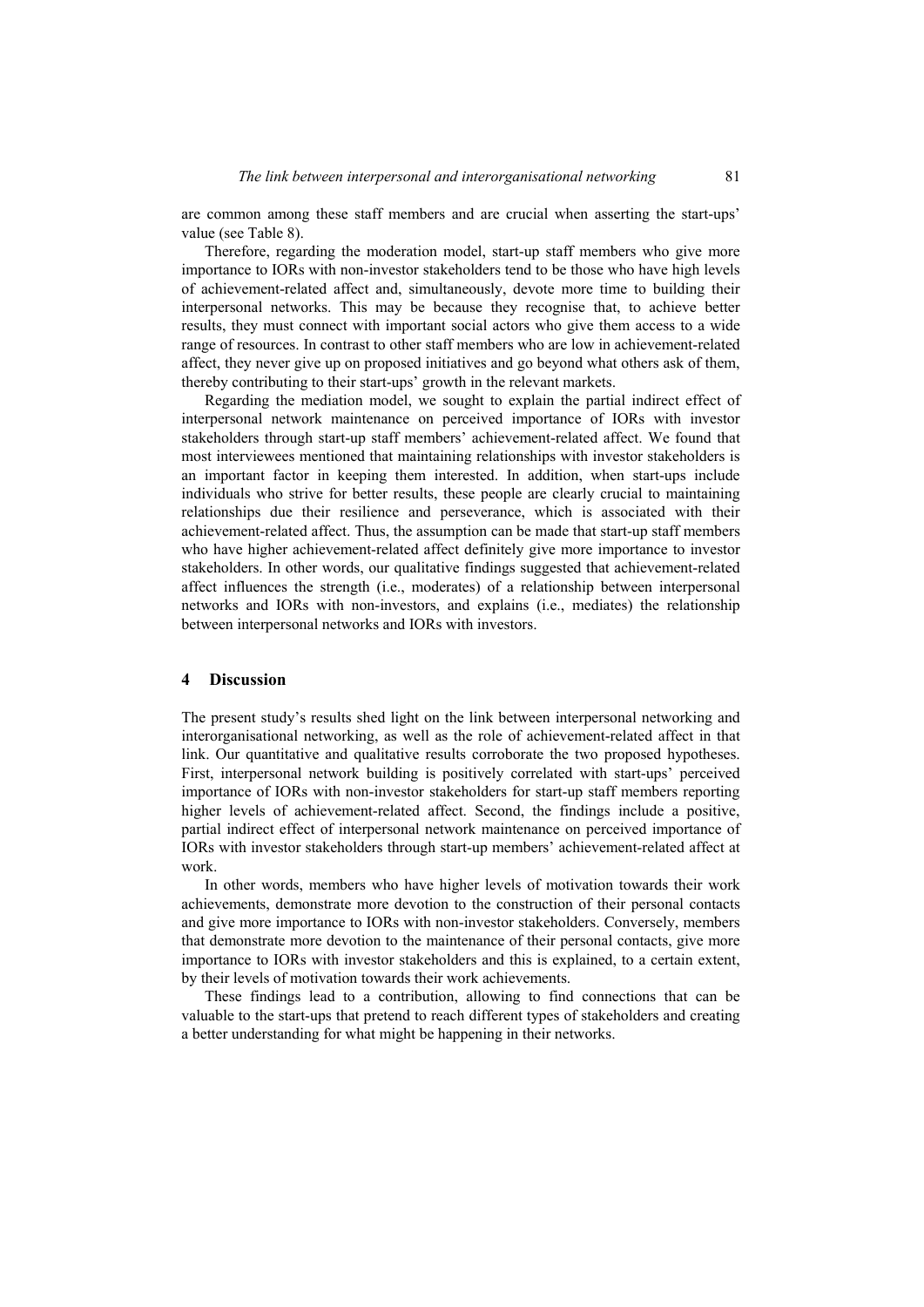are common among these staff members and are crucial when asserting the start-ups' value (see Table 8).

Therefore, regarding the moderation model, start-up staff members who give more importance to IORs with non-investor stakeholders tend to be those who have high levels of achievement-related affect and, simultaneously, devote more time to building their interpersonal networks. This may be because they recognise that, to achieve better results, they must connect with important social actors who give them access to a wide range of resources. In contrast to other staff members who are low in achievement-related affect, they never give up on proposed initiatives and go beyond what others ask of them, thereby contributing to their start-ups' growth in the relevant markets.

Regarding the mediation model, we sought to explain the partial indirect effect of interpersonal network maintenance on perceived importance of IORs with investor stakeholders through start-up staff members' achievement-related affect. We found that most interviewees mentioned that maintaining relationships with investor stakeholders is an important factor in keeping them interested. In addition, when start-ups include individuals who strive for better results, these people are clearly crucial to maintaining relationships due their resilience and perseverance, which is associated with their achievement-related affect. Thus, the assumption can be made that start-up staff members who have higher achievement-related affect definitely give more importance to investor stakeholders. In other words, our qualitative findings suggested that achievement-related affect influences the strength (i.e., moderates) of a relationship between interpersonal networks and IORs with non-investors, and explains (i.e., mediates) the relationship between interpersonal networks and IORs with investors.

## 4 Discussion

The present study's results shed light on the link between interpersonal networking and interorganisational networking, as well as the role of achievement-related affect in that link. Our quantitative and qualitative results corroborate the two proposed hypotheses. First, interpersonal network building is positively correlated with start-ups' perceived importance of IORs with non-investor stakeholders for start-up staff members reporting higher levels of achievement-related affect. Second, the findings include a positive, partial indirect effect of interpersonal network maintenance on perceived importance of IORs with investor stakeholders through start-up members' achievement-related affect at work.

In other words, members who have higher levels of motivation towards their work achievements, demonstrate more devotion to the construction of their personal contacts and give more importance to IORs with non-investor stakeholders. Conversely, members that demonstrate more devotion to the maintenance of their personal contacts, give more importance to IORs with investor stakeholders and this is explained, to a certain extent, by their levels of motivation towards their work achievements.

These findings lead to a contribution, allowing to find connections that can be valuable to the start-ups that pretend to reach different types of stakeholders and creating a better understanding for what might be happening in their networks.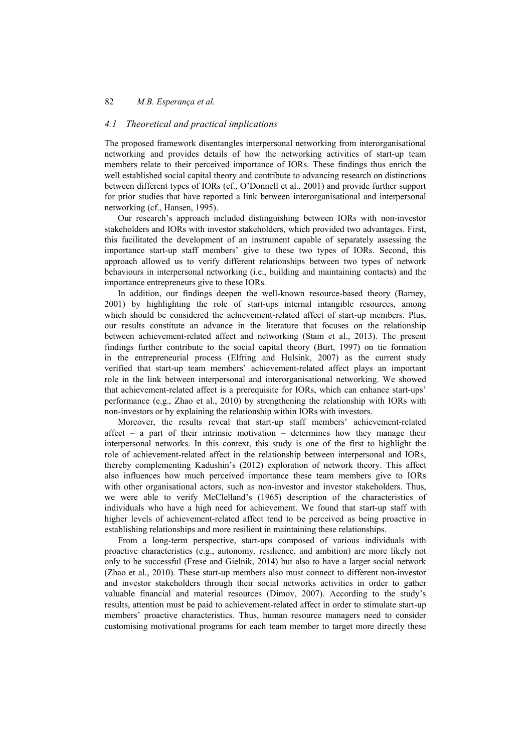### 4.1 Theoretical and practical implications

The proposed framework disentangles interpersonal networking from interorganisational networking and provides details of how the networking activities of start-up team members relate to their perceived importance of IORs. These findings thus enrich the well established social capital theory and contribute to advancing research on distinctions between different types of IORs (cf., O'Donnell et al., 2001) and provide further support for prior studies that have reported a link between interorganisational and interpersonal networking (cf., Hansen, 1995).

Our research's approach included distinguishing between IORs with non-investor stakeholders and IORs with investor stakeholders, which provided two advantages. First, this facilitated the development of an instrument capable of separately assessing the importance start-up staff members' give to these two types of IORs. Second, this approach allowed us to verify different relationships between two types of network behaviours in interpersonal networking (i.e., building and maintaining contacts) and the importance entrepreneurs give to these IORs.

In addition, our findings deepen the well-known resource-based theory (Barney, 2001) by highlighting the role of start-ups internal intangible resources, among which should be considered the achievement-related affect of start-up members. Plus, our results constitute an advance in the literature that focuses on the relationship between achievement-related affect and networking (Stam et al., 2013). The present findings further contribute to the social capital theory (Burt, 1997) on tie formation in the entrepreneurial process (Elfring and Hulsink, 2007) as the current study verified that start-up team members' achievement-related affect plays an important role in the link between interpersonal and interorganisational networking. We showed that achievement-related affect is a prerequisite for IORs, which can enhance start-ups' performance (e.g., Zhao et al., 2010) by strengthening the relationship with IORs with non-investors or by explaining the relationship within IORs with investors.

Moreover, the results reveal that start-up staff members' achievement-related affect – a part of their intrinsic motivation – determines how they manage their interpersonal networks. In this context, this study is one of the first to highlight the role of achievement-related affect in the relationship between interpersonal and IORs, thereby complementing Kadushin's (2012) exploration of network theory. This affect also influences how much perceived importance these team members give to IORs with other organisational actors, such as non-investor and investor stakeholders. Thus, we were able to verify McClelland's (1965) description of the characteristics of individuals who have a high need for achievement. We found that start-up staff with higher levels of achievement-related affect tend to be perceived as being proactive in establishing relationships and more resilient in maintaining these relationships.

From a long-term perspective, start-ups composed of various individuals with proactive characteristics (e.g., autonomy, resilience, and ambition) are more likely not only to be successful (Frese and Gielnik, 2014) but also to have a larger social network (Zhao et al., 2010). These start-up members also must connect to different non-investor and investor stakeholders through their social networks activities in order to gather valuable financial and material resources (Dimov, 2007). According to the study's results, attention must be paid to achievement-related affect in order to stimulate start-up members' proactive characteristics. Thus, human resource managers need to consider customising motivational programs for each team member to target more directly these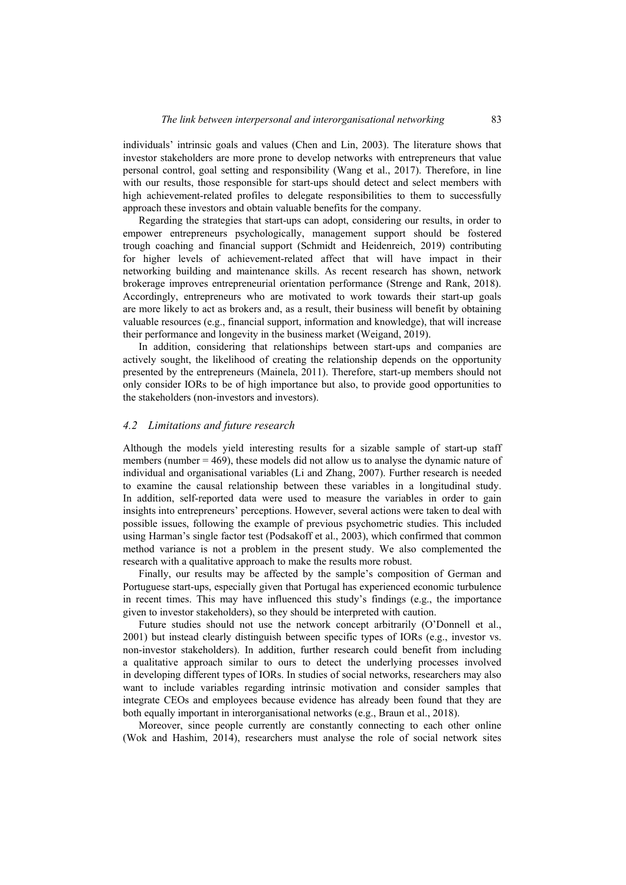individuals' intrinsic goals and values (Chen and Lin, 2003). The literature shows that investor stakeholders are more prone to develop networks with entrepreneurs that value personal control, goal setting and responsibility (Wang et al., 2017). Therefore, in line with our results, those responsible for start-ups should detect and select members with high achievement-related profiles to delegate responsibilities to them to successfully approach these investors and obtain valuable benefits for the company.

Regarding the strategies that start-ups can adopt, considering our results, in order to empower entrepreneurs psychologically, management support should be fostered trough coaching and financial support (Schmidt and Heidenreich, 2019) contributing for higher levels of achievement-related affect that will have impact in their networking building and maintenance skills. As recent research has shown, network brokerage improves entrepreneurial orientation performance (Strenge and Rank, 2018). Accordingly, entrepreneurs who are motivated to work towards their start-up goals are more likely to act as brokers and, as a result, their business will benefit by obtaining valuable resources (e.g., financial support, information and knowledge), that will increase their performance and longevity in the business market (Weigand, 2019).

In addition, considering that relationships between start-ups and companies are actively sought, the likelihood of creating the relationship depends on the opportunity presented by the entrepreneurs (Mainela, 2011). Therefore, start-up members should not only consider IORs to be of high importance but also, to provide good opportunities to the stakeholders (non-investors and investors).

### *4.2 Limitations and future research*

Although the models yield interesting results for a sizable sample of start-up staff members (number = 469), these models did not allow us to analyse the dynamic nature of individual and organisational variables (Li and Zhang, 2007). Further research is needed to examine the causal relationship between these variables in a longitudinal study. In addition, self-reported data were used to measure the variables in order to gain insights into entrepreneurs' perceptions. However, several actions were taken to deal with possible issues, following the example of previous psychometric studies. This included using Harman's single factor test (Podsakoff et al., 2003), which confirmed that common method variance is not a problem in the present study. We also complemented the research with a qualitative approach to make the results more robust.

Finally, our results may be affected by the sample's composition of German and Portuguese start-ups, especially given that Portugal has experienced economic turbulence in recent times. This may have influenced this study's findings (e.g., the importance given to investor stakeholders), so they should be interpreted with caution.

Future studies should not use the network concept arbitrarily (O'Donnell et al., 2001) but instead clearly distinguish between specific types of IORs (e.g., investor vs. non-investor stakeholders). In addition, further research could benefit from including a qualitative approach similar to ours to detect the underlying processes involved in developing different types of IORs. In studies of social networks, researchers may also want to include variables regarding intrinsic motivation and consider samples that integrate CEOs and employees because evidence has already been found that they are both equally important in interorganisational networks (e.g., Braun et al., 2018).

Moreover, since people currently are constantly connecting to each other online (Wok and Hashim, 2014), researchers must analyse the role of social network sites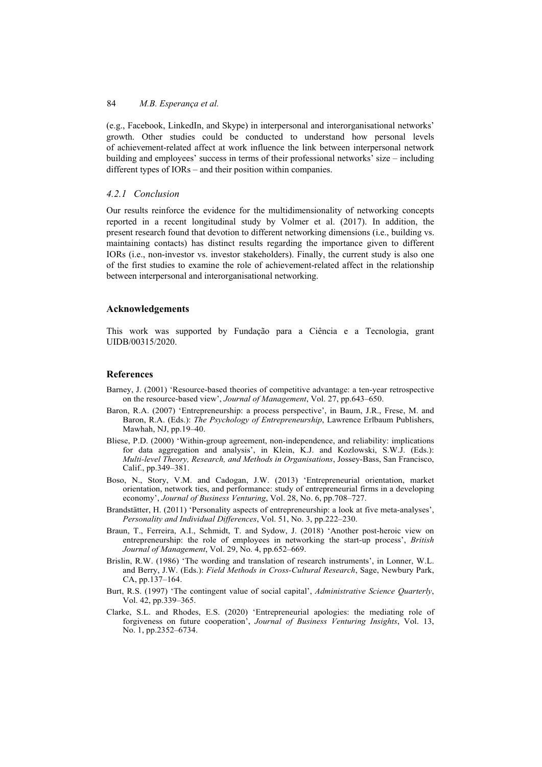(e.g., Facebook, LinkedIn, and Skype) in interpersonal and interorganisational networks' growth. Other studies could be conducted to understand how personal levels of achievement-related affect at work influence the link between interpersonal network building and employees' success in terms of their professional networks' size – including different types of IORs – and their position within companies.

### *4.2.1 Conclusion*

Our results reinforce the evidence for the multidimensionality of networking concepts reported in a recent longitudinal study by Volmer et al. (2017). In addition, the present research found that devotion to different networking dimensions (i.e., building vs. maintaining contacts) has distinct results regarding the importance given to different IORs (i.e., non-investor vs. investor stakeholders). Finally, the current study is also one of the first studies to examine the role of achievement-related affect in the relationship between interpersonal and interorganisational networking.

## Acknowledgements

This work was supported by Fundação para a Ciência e a Tecnologia, grant UIDB/00315/2020.

## References

Barney, J. (2001) 'Resource-based theories of competitive advantage: a ten-year retrospective on the resource-based view', *Journal of Management*, Vol. 27, pp.643–650.

Baron, R.A. (2007) 'Entrepreneurship: a process perspective', in Baum, J.R., Frese, M. and Baron, R.A. (Eds.): *The Psychology of Entrepreneurship*, Lawrence Erlbaum Publishers, Mawhah, NJ, pp.19–40.

Bliese, P.D. (2000) 'Within-group agreement, non-independence, and reliability: implications for data aggregation and analysis', in Klein, K.J. and Kozlowski, S.W.J. (Eds.): *Multi-level Theory, Research, and Methods in Organisations*, Jossey-Bass, San Francisco, Calif., pp.349–381.

Boso, N., Story, V.M. and Cadogan, J.W. (2013) 'Entrepreneurial orientation, market orientation, network ties, and performance: study of entrepreneurial firms in a developing economy', *Journal of Business Venturing*, Vol. 28, No. 6, pp.708–727.

Brandstätter, H. (2011) 'Personality aspects of entrepreneurship: a look at five meta-analyses', *Personality and Individual Differences*, Vol. 51, No. 3, pp.222–230.

Braun, T., Ferreira, A.I., Schmidt, T. and Sydow, J. (2018) 'Another post-heroic view on entrepreneurship: the role of employees in networking the start-up process', *British Journal of Management*, Vol. 29, No. 4, pp.652–669.

Brislin, R.W. (1986) 'The wording and translation of research instruments', in Lonner, W.L. and Berry, J.W. (Eds.): *Field Methods in Cross-Cultural Research*, Sage, Newbury Park, CA, pp.137–164.

Burt, R.S. (1997) 'The contingent value of social capital', *Administrative Science Quarterly*, Vol. 42, pp.339–365.

Clarke, S.L. and Rhodes, E.S. (2020) 'Entrepreneurial apologies: the mediating role of forgiveness on future cooperation', *Journal of Business Venturing Insights*, Vol. 13, No. 1, pp.2352–6734.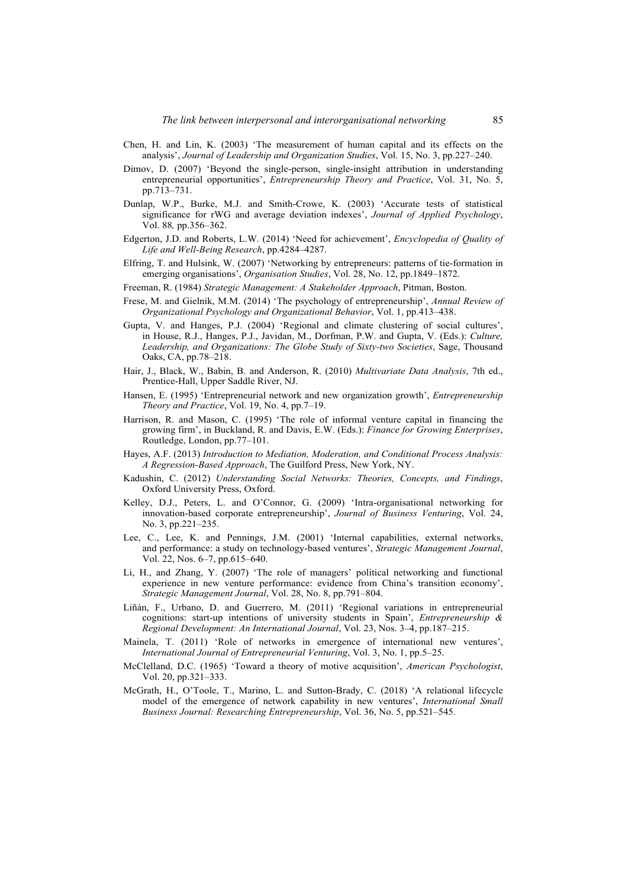Chen, H. and Lin, K. (2003) 'The measurement of human capital and its effects on the analysis', *Journal of Leadership and Organization Studies*, Vol. 15, No. 3, pp.227–240.

Dimov, D. (2007) 'Beyond the single-person, single-insight attribution in understanding entrepreneurial opportunities', *Entrepreneurship Theory and Practice*, Vol. 31, No. 5, pp.713–731.

Dunlap, W.P., Burke, M.J. and Smith-Crowe, K. (2003) 'Accurate tests of statistical significance for rWG and average deviation indexes', *Journal of Applied Psychology*, Vol. 88*,* pp.356–362.

Edgerton, J.D. and Roberts, L.W. (2014) 'Need for achievement', *Encyclopedia of Quality of Life and Well-Being Research*, pp.4284–4287.

Elfring, T. and Hulsink, W. (2007) 'Networking by entrepreneurs: patterns of tie-formation in emerging organisations', *Organisation Studies*, Vol. 28, No. 12, pp.1849–1872.

Freeman, R. (1984) *Strategic Management: A Stakeholder Approach*, Pitman, Boston.

Frese, M. and Gielnik, M.M. (2014) 'The psychology of entrepreneurship', *Annual Review of Organizational Psychology and Organizational Behavior*, Vol. 1, pp.413–438.

Gupta, V. and Hanges, P.J. (2004) 'Regional and climate clustering of social cultures', in House, R.J., Hanges, P.J., Javidan, M., Dorfman, P.W. and Gupta, V. (Eds.): *Culture, Leadership, and Organizations: The Globe Study of Sixty-two Societies*, Sage, Thousand Oaks, CA, pp.78–218.

Hair, J., Black, W., Babin, B. and Anderson, R. (2010) *Multivariate Data Analysis*, 7th ed., Prentice-Hall, Upper Saddle River, NJ.

Hansen, E. (1995) 'Entrepreneurial network and new organization growth', *Entrepreneurship Theory and Practice*, Vol. 19, No. 4, pp.7–19.

Harrison, R. and Mason, C. (1995) 'The role of informal venture capital in financing the growing firm', in Buckland, R. and Davis, E.W. (Eds.): *Finance for Growing Enterprises*, Routledge, London, pp.77–101.

Hayes, A.F. (2013) *Introduction to Mediation, Moderation, and Conditional Process Analysis: A Regression-Based Approach*, The Guilford Press, New York, NY.

Kadushin, C. (2012) *Understanding Social Networks: Theories, Concepts, and Findings*, Oxford University Press, Oxford.

Kelley, D.J., Peters, L. and O'Connor, G. (2009) 'Intra-organisational networking for innovation-based corporate entrepreneurship', *Journal of Business Venturing*, Vol. 24, No. 3, pp.221–235.

Lee, C., Lee, K. and Pennings, J.M. (2001) 'Internal capabilities, external networks, and performance: a study on technology-based ventures', *Strategic Management Journal*, Vol. 22, Nos. 6–7, pp.615–640.

Li, H., and Zhang, Y. (2007) 'The role of managers' political networking and functional experience in new venture performance: evidence from China's transition economy', *Strategic Management Journal*, Vol. 28, No. 8, pp.791–804.

Liñán, F., Urbano, D. and Guerrero, M. (2011) 'Regional variations in entrepreneurial cognitions: start-up intentions of university students in Spain', *Entrepreneurship & Regional Development: An International Journal*, Vol. 23, Nos. 3–4, pp.187–215.

Mainela, T. (2011) 'Role of networks in emergence of international new ventures', *International Journal of Entrepreneurial Venturing*, Vol. 3, No. 1, pp.5–25.

McClelland, D.C. (1965) 'Toward a theory of motive acquisition', *American Psychologist*, Vol. 20, pp.321–333.

McGrath, H., O'Toole, T., Marino, L. and Sutton-Brady, C. (2018) 'A relational lifecycle model of the emergence of network capability in new ventures', *International Small Business Journal: Researching Entrepreneurship*, Vol. 36, No. 5, pp.521–545.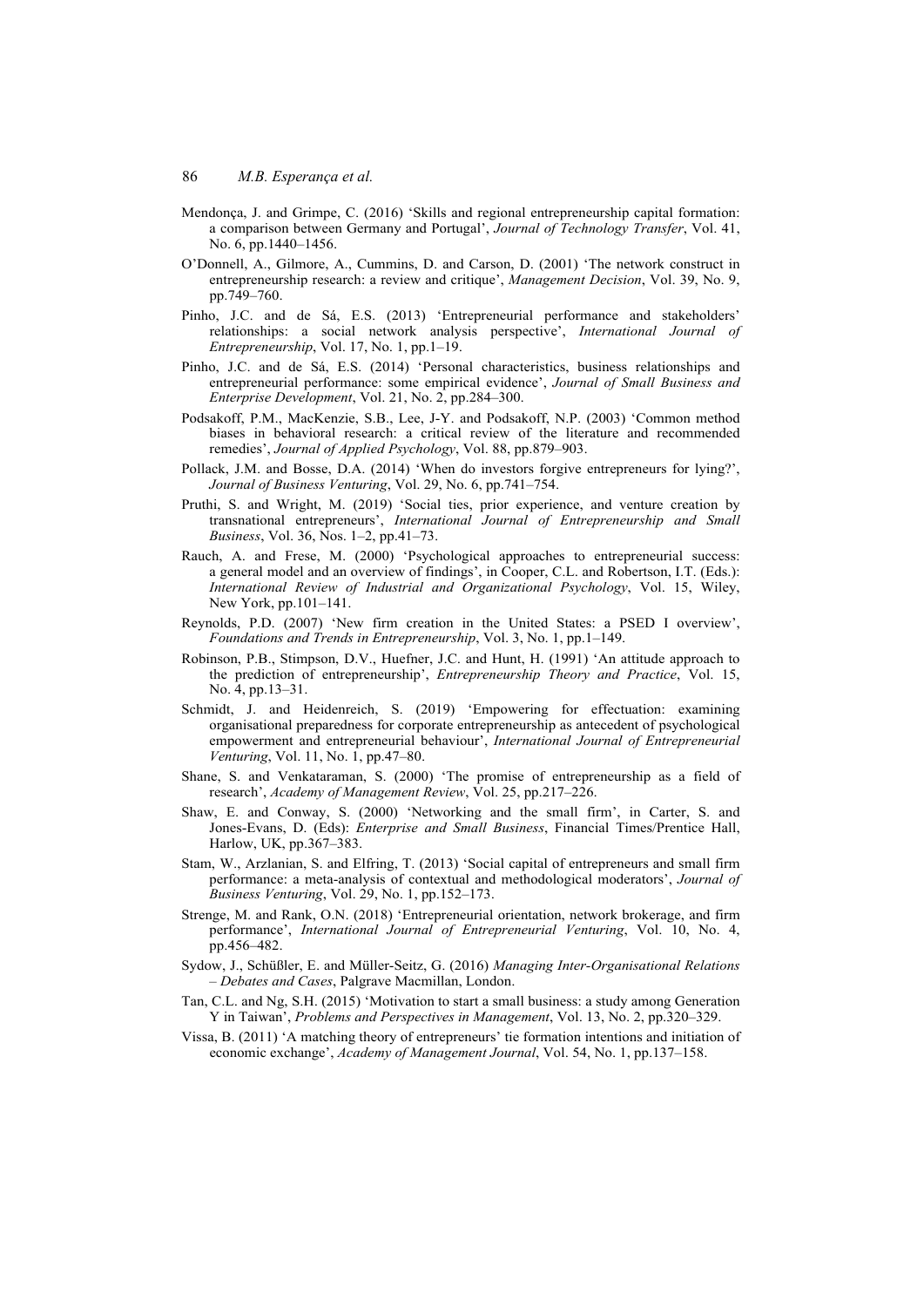Mendonça, J. and Grimpe, C. (2016) 'Skills and regional entrepreneurship capital formation: a comparison between Germany and Portugal', *Journal of Technology Transfer*, Vol. 41, No. 6, pp.1440–1456.

O'Donnell, A., Gilmore, A., Cummins, D. and Carson, D. (2001) 'The network construct in entrepreneurship research: a review and critique', *Management Decision*, Vol. 39, No. 9, pp.749–760.

Pinho, J.C. and de Sá, E.S. (2013) 'Entrepreneurial performance and stakeholders' relationships: a social network analysis perspective', *International Journal of Entrepreneurship*, Vol. 17, No. 1, pp.1–19.

Pinho, J.C. and de Sá, E.S. (2014) 'Personal characteristics, business relationships and entrepreneurial performance: some empirical evidence', *Journal of Small Business and Enterprise Development*, Vol. 21, No. 2, pp.284–300.

Podsakoff, P.M., MacKenzie, S.B., Lee, J-Y. and Podsakoff, N.P. (2003) 'Common method biases in behavioral research: a critical review of the literature and recommended remedies', *Journal of Applied Psychology*, Vol. 88, pp.879–903.

Pollack, J.M. and Bosse, D.A. (2014) 'When do investors forgive entrepreneurs for lying?', *Journal of Business Venturing*, Vol. 29, No. 6, pp.741–754.

Pruthi, S. and Wright, M. (2019) 'Social ties, prior experience, and venture creation by transnational entrepreneurs', *International Journal of Entrepreneurship and Small Business*, Vol. 36, Nos. 1–2, pp.41–73.

Rauch, A. and Frese, M. (2000) 'Psychological approaches to entrepreneurial success: a general model and an overview of findings', in Cooper, C.L. and Robertson, I.T. (Eds.): *International Review of Industrial and Organizational Psychology*, Vol. 15, Wiley, New York, pp.101–141.

Reynolds, P.D. (2007) 'New firm creation in the United States: a PSED I overview', *Foundations and Trends in Entrepreneurship*, Vol. 3, No. 1, pp.1–149.

Robinson, P.B., Stimpson, D.V., Huefner, J.C. and Hunt, H. (1991) 'An attitude approach to the prediction of entrepreneurship', *Entrepreneurship Theory and Practice*, Vol. 15, No. 4, pp.13–31.

Schmidt, J. and Heidenreich, S. (2019) 'Empowering for effectuation: examining organisational preparedness for corporate entrepreneurship as antecedent of psychological empowerment and entrepreneurial behaviour', *International Journal of Entrepreneurial Venturing*, Vol. 11, No. 1, pp.47–80.

Shane, S. and Venkataraman, S. (2000) 'The promise of entrepreneurship as a field of research', *Academy of Management Review*, Vol. 25, pp.217–226.

Shaw, E. and Conway, S. (2000) 'Networking and the small firm', in Carter, S. and Jones-Evans, D. (Eds): *Enterprise and Small Business*, Financial Times/Prentice Hall, Harlow, UK, pp.367–383.

Stam, W., Arzlanian, S. and Elfring, T. (2013) 'Social capital of entrepreneurs and small firm performance: a meta-analysis of contextual and methodological moderators', *Journal of Business Venturing*, Vol. 29, No. 1, pp.152–173.

Strenge, M. and Rank, O.N. (2018) 'Entrepreneurial orientation, network brokerage, and firm performance', *International Journal of Entrepreneurial Venturing*, Vol. 10, No. 4, pp.456–482.

Sydow, J., Schüßler, E. and Müller-Seitz, G. (2016) *Managing Inter-Organisational Relations – Debates and Cases*, Palgrave Macmillan, London.

Tan, C.L. and Ng, S.H. (2015) 'Motivation to start a small business: a study among Generation Y in Taiwan', *Problems and Perspectives in Management*, Vol. 13, No. 2, pp.320–329.

Vissa, B. (2011) 'A matching theory of entrepreneurs' tie formation intentions and initiation of economic exchange', *Academy of Management Journal*, Vol. 54, No. 1, pp.137–158.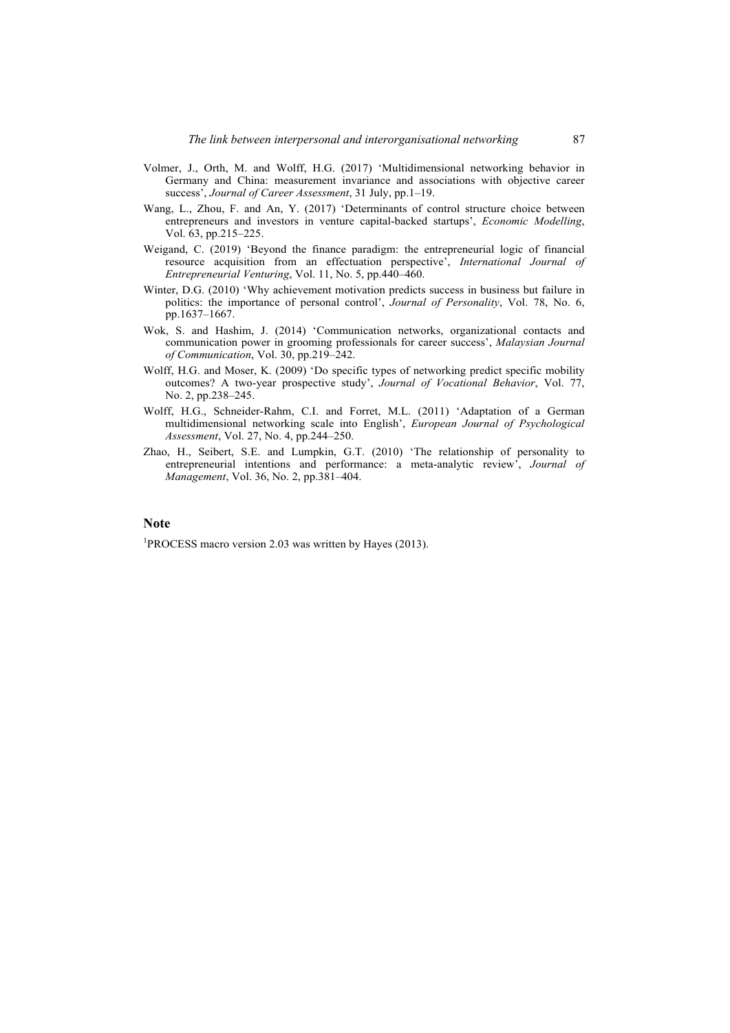Volmer, J., Orth, M. and Wolff, H.G. (2017) 'Multidimensional networking behavior in Germany and China: measurement invariance and associations with objective career success', *Journal of Career Assessment*, 31 July, pp.1–19.

Wang, L., Zhou, F. and An, Y. (2017) 'Determinants of control structure choice between entrepreneurs and investors in venture capital-backed startups', *Economic Modelling*, Vol. 63, pp.215–225.

Weigand, C. (2019) 'Beyond the finance paradigm: the entrepreneurial logic of financial resource acquisition from an effectuation perspective', *International Journal of Entrepreneurial Venturing*, Vol. 11, No. 5, pp.440–460.

Winter, D.G. (2010) 'Why achievement motivation predicts success in business but failure in politics: the importance of personal control', *Journal of Personality*, Vol. 78, No. 6, pp.1637–1667.

Wok, S. and Hashim, J. (2014) 'Communication networks, organizational contacts and communication power in grooming professionals for career success', *Malaysian Journal of Communication*, Vol. 30, pp.219–242.

Wolff, H.G. and Moser, K. (2009) 'Do specific types of networking predict specific mobility outcomes? A two-year prospective study', *Journal of Vocational Behavior*, Vol. 77, No. 2, pp.238–245.

Wolff, H.G., Schneider-Rahm, C.I. and Forret, M.L. (2011) 'Adaptation of a German multidimensional networking scale into English', *European Journal of Psychological Assessment*, Vol. 27, No. 4, pp.244–250.

Zhao, H., Seibert, S.E. and Lumpkin, G.T. (2010) 'The relationship of personality to entrepreneurial intentions and performance: a meta-analytic review', *Journal of Management*, Vol. 36, No. 2, pp.381–404.

## Note

[1]PROCESS macro version 2.03 was written by Hayes (2013).